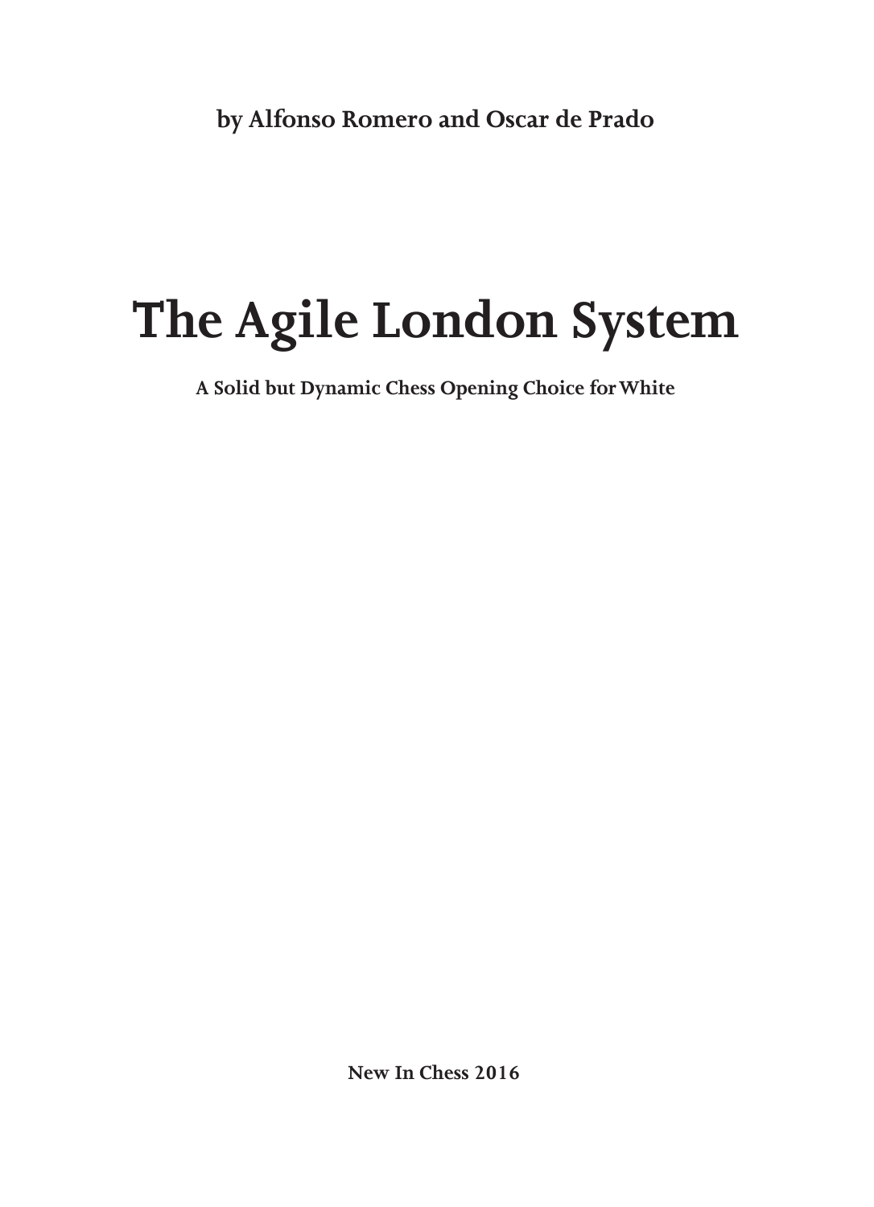**by Alfonso Romero and Oscar de Prado**

# The Agile London System

**A Solid but Dynamic Chess Opening Choice for White**

**New In Chess 2016**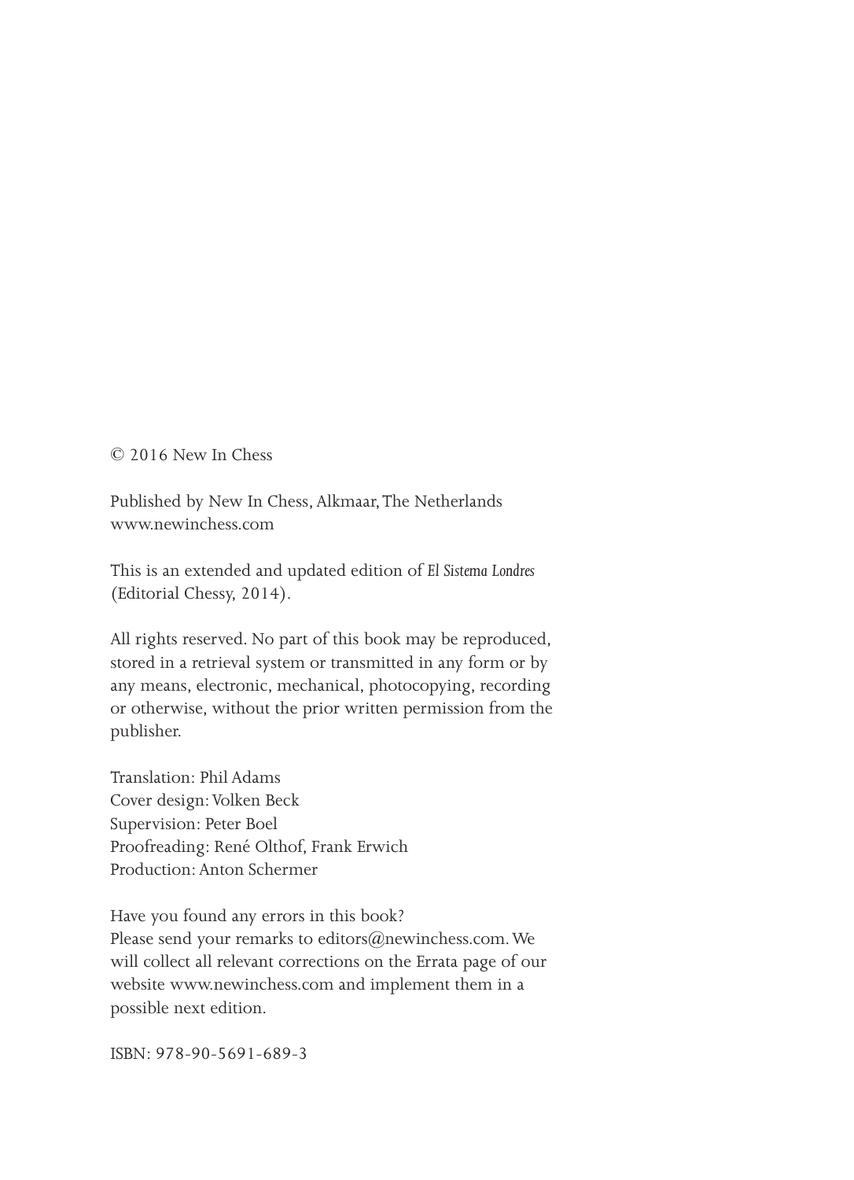© 2016 New In Chess

Published by New In Chess, Alkmaar, The Netherlands
www.newinchess.com

This is an extended and updated edition of *El Sistema Londres* (Editorial Chessy, 2014).

All rights reserved. No part of this book may be reproduced, stored in a retrieval system or transmitted in any form or by any means, electronic, mechanical, photocopying, recording or otherwise, without the prior written permission from the publisher.

Translation: Phil Adams
Cover design: Volken Beck
Supervision: Peter Boel
Proofreading: René Olthof, Frank Erwich
Production: Anton Schermer

Have you found any errors in this book?
Please send your remarks to editors@newinchess.com. We will collect all relevant corrections on the Errata page of our website www.newinchess.com and implement them in a possible next edition.

ISBN: 978-90-5691-689-3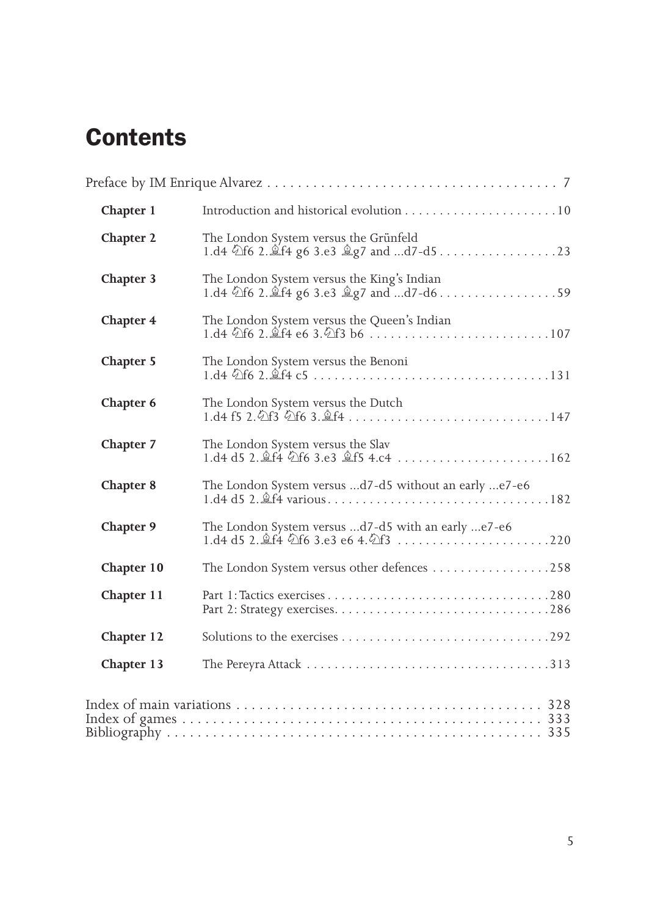# Contents

| | | |
|---|---|---|
| Preface by IM Enrique Alvarez | | 7 |
| **Chapter 1** | Introduction and historical evolution | 10 |
| **Chapter 2** | The London System versus the Grünfeld<br>1.d4 ♘f6 2.♗f4 g6 3.e3 ♗g7 and ...d7-d5 | 23 |
| **Chapter 3** | The London System versus the King's Indian<br>1.d4 ♘f6 2.♗f4 g6 3.e3 ♗g7 and ...d7-d6 | 59 |
| **Chapter 4** | The London System versus the Queen's Indian<br>1.d4 ♘f6 2.♗f4 e6 3.♘f3 b6 | 107 |
| **Chapter 5** | The London System versus the Benoni<br>1.d4 ♘f6 2.♗f4 c5 | 131 |
| **Chapter 6** | The London System versus the Dutch<br>1.d4 f5 2.♘f3 ♘f6 3.♗f4 | 147 |
| **Chapter 7** | The London System versus the Slav<br>1.d4 d5 2.♗f4 ♘f6 3.e3 ♗f5 4.c4 | 162 |
| **Chapter 8** | The London System versus ...d7-d5 without an early ...e7-e6<br>1.d4 d5 2.♗f4 various | 182 |
| **Chapter 9** | The London System versus ...d7-d5 with an early ...e7-e6<br>1.d4 d5 2.♗f4 ♘f6 3.e3 e6 4.♘f3 | 220 |
| **Chapter 10** | The London System versus other defences | 258 |
| **Chapter 11** | Part 1: Tactics exercises<br>Part 2: Strategy exercises | 280<br>286 |
| **Chapter 12** | Solutions to the exercises | 292 |
| **Chapter 13** | The Pereyra Attack | 313 |
| Index of main variations | | 328 |
| Index of games | | 333 |
| Bibliography | | 335 |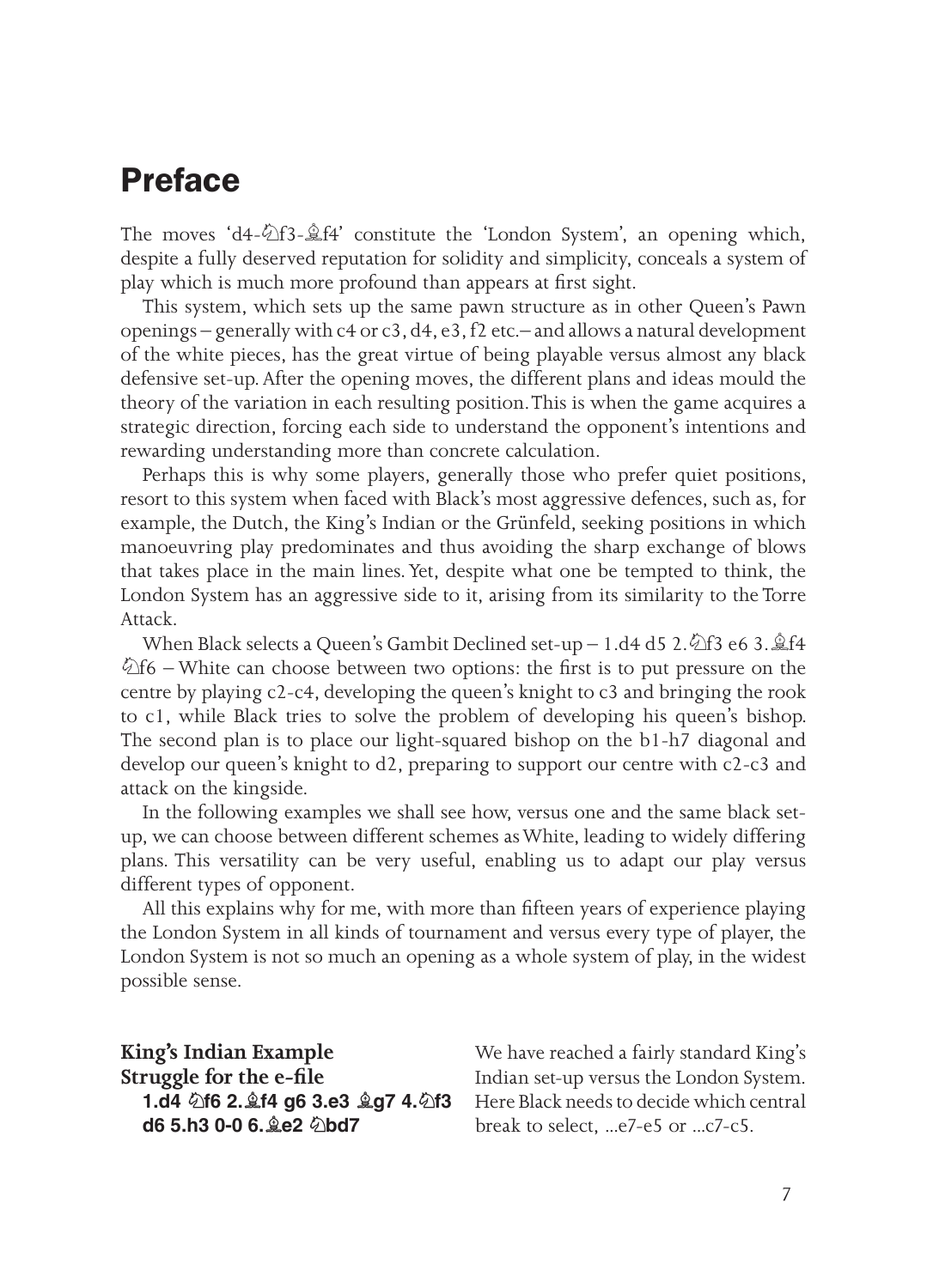# Preface

The moves 'd4-♘f3-♗f4' constitute the 'London System', an opening which, despite a fully deserved reputation for solidity and simplicity, conceals a system of play which is much more profound than appears at first sight.

This system, which sets up the same pawn structure as in other Queen's Pawn openings – generally with c4 or c3, d4, e3, f2 etc. – and allows a natural development of the white pieces, has the great virtue of being playable versus almost any black defensive set-up. After the opening moves, the different plans and ideas mould the theory of the variation in each resulting position. This is when the game acquires a strategic direction, forcing each side to understand the opponent's intentions and rewarding understanding more than concrete calculation.

Perhaps this is why some players, generally those who prefer quiet positions, resort to this system when faced with Black's most aggressive defences, such as, for example, the Dutch, the King's Indian or the Grünfeld, seeking positions in which manoeuvring play predominates and thus avoiding the sharp exchange of blows that takes place in the main lines. Yet, despite what one be tempted to think, the London System has an aggressive side to it, arising from its similarity to the Torre Attack.

When Black selects a Queen's Gambit Declined set-up – 1.d4 d5 2.♘f3 e6 3.♗f4 ♘f6 – White can choose between two options: the first is to put pressure on the centre by playing c2-c4, developing the queen's knight to c3 and bringing the rook to c1, while Black tries to solve the problem of developing his queen's bishop. The second plan is to place our light-squared bishop on the b1-h7 diagonal and develop our queen's knight to d2, preparing to support our centre with c2-c3 and attack on the kingside.

In the following examples we shall see how, versus one and the same black set-up, we can choose between different schemes as White, leading to widely differing plans. This versatility can be very useful, enabling us to adapt our play versus different types of opponent.

All this explains why for me, with more than fifteen years of experience playing the London System in all kinds of tournament and versus every type of player, the London System is not so much an opening as a whole system of play, in the widest possible sense.

**King's Indian Example**
**Struggle for the e-file**

**1.d4 ♘f6 2.♗f4 g6 3.e3 ♗g7 4.♘f3 d6 5.h3 0-0 6.♗e2 ♘bd7**

We have reached a fairly standard King's Indian set-up versus the London System. Here Black needs to decide which central break to select, ...e7-e5 or ...c7-c5.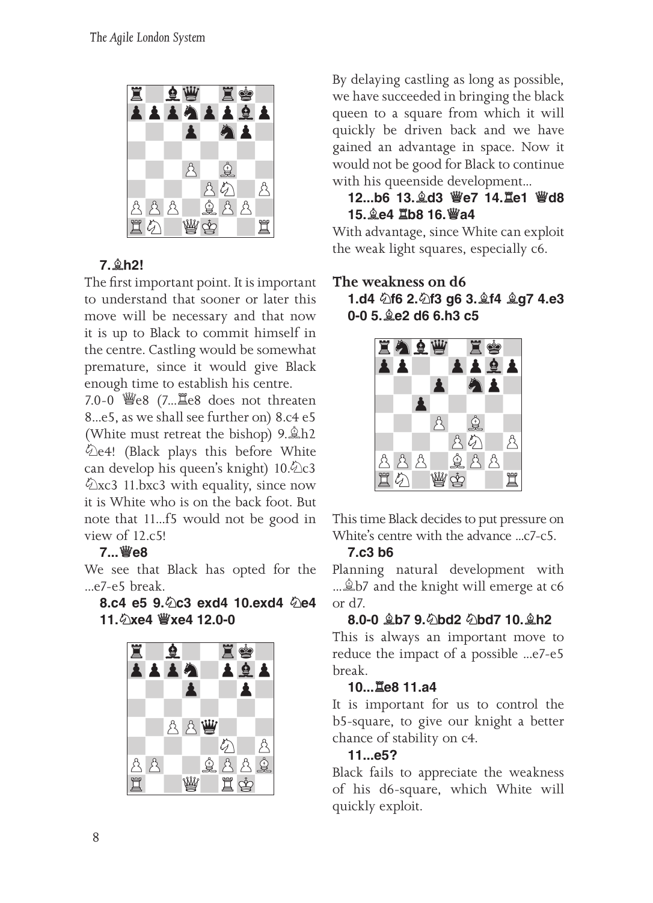**7.♗h2!**

The first important point. It is important to understand that sooner or later this move will be necessary and that now it is up to Black to commit himself in the centre. Castling would be somewhat premature, since it would give Black enough time to establish his centre.

7.0-0 ♕e8 (7...♖e8 does not threaten 8...e5, as we shall see further on) 8.c4 e5 (White must retreat the bishop) 9.♗h2 ♘e4! (Black plays this before White can develop his queen's knight) 10.♘c3 ♘xc3 11.bxc3 with equality, since now it is White who is on the back foot. But note that 11...f5 would not be good in view of 12.c5!

**7...♕e8**

We see that Black has opted for the ...e7-e5 break.

**8.c4 e5 9.♘c3 exd4 10.exd4 ♘e4 11.♘xe4 ♕xe4 12.0-0**

By delaying castling as long as possible, we have succeeded in bringing the black queen to a square from which it will quickly be driven back and we have gained an advantage in space. Now it would not be good for Black to continue with his queenside development...

**12...b6 13.♗d3 ♕e7 14.♖e1 ♕d8 15.♗e4 ♖b8 16.♕a4**

With advantage, since White can exploit the weak light squares, especially c6.

## The weakness on d6

**1.d4 ♘f6 2.♘f3 g6 3.♗f4 ♗g7 4.e3 0-0 5.♗e2 d6 6.h3 c5**

This time Black decides to put pressure on White's centre with the advance ...c7-c5.

**7.c3 b6**

Planning natural development with ...♗b7 and the knight will emerge at c6 or d7.

**8.0-0 ♗b7 9.♘bd2 ♘bd7 10.♗h2**

This is always an important move to reduce the impact of a possible ...e7-e5 break.

**10...♖e8 11.a4**

It is important for us to control the b5-square, to give our knight a better chance of stability on c4.

**11...e5?**

Black fails to appreciate the weakness of his d6-square, which White will quickly exploit.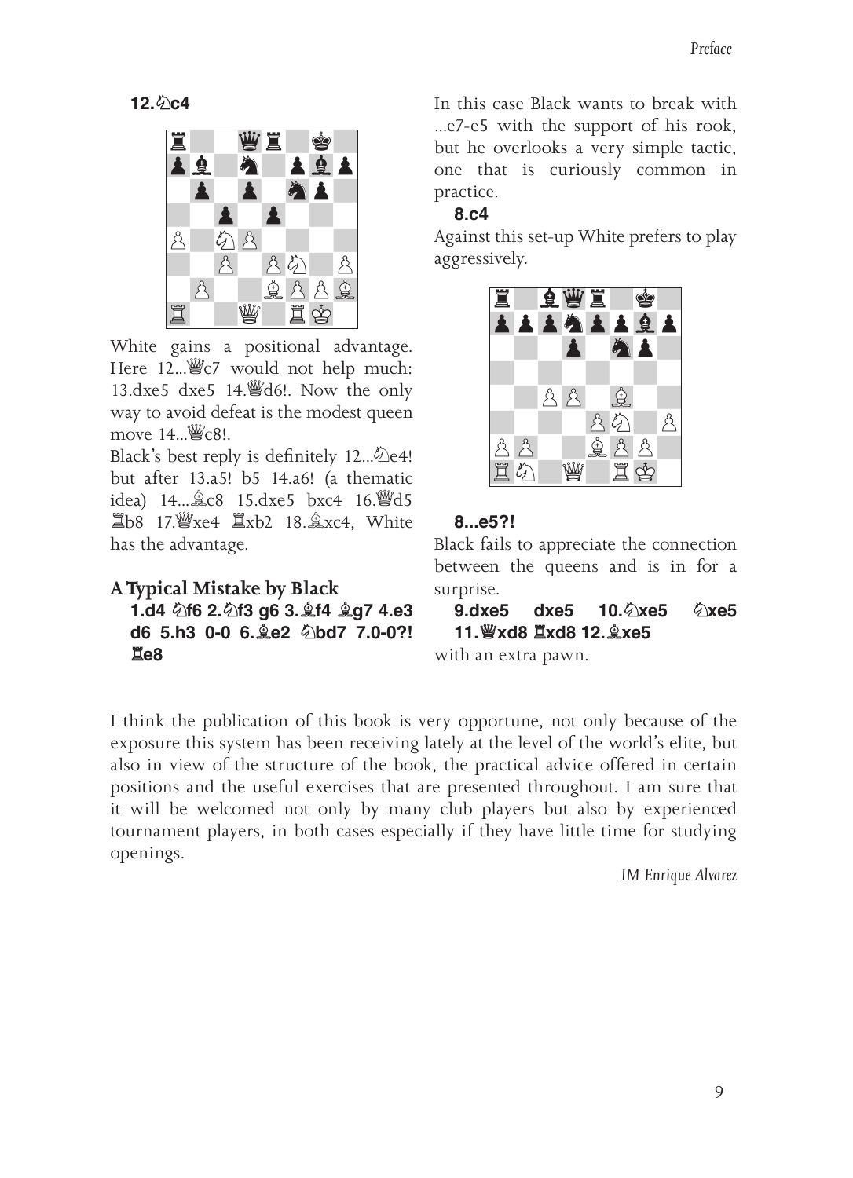**12.♘c4**

White gains a positional advantage. Here 12...♕c7 would not help much: 13.dxe5 dxe5 14.♕d6!. Now the only way to avoid defeat is the modest queen move 14...♕c8!.

Black's best reply is definitely 12...♘e4! but after 13.a5! b5 14.a6! (a thematic idea) 14...♗c8 15.dxe5 bxc4 16.♕d5 ♖b8 17.♕xe4 ♖xb2 18.♗xc4, White has the advantage.

### A Typical Mistake by Black

**1.d4 ♘f6 2.♘f3 g6 3.♗f4 ♗g7 4.e3 d6 5.h3 0-0 6.♗e2 ♘bd7 7.0-0?! ♖e8**

In this case Black wants to break with ...e7-e5 with the support of his rook, but he overlooks a very simple tactic, one that is curiously common in practice.

**8.c4**

Against this set-up White prefers to play aggressively.

**8...e5?!**

Black fails to appreciate the connection between the queens and is in for a surprise.

**9.dxe5 dxe5 10.♘xe5 ♘xe5 11.♕xd8 ♖xd8 12.♗xe5**

with an extra pawn.

I think the publication of this book is very opportune, not only because of the exposure this system has been receiving lately at the level of the world's elite, but also in view of the structure of the book, the practical advice offered in certain positions and the useful exercises that are presented throughout. I am sure that it will be welcomed not only by many club players but also by experienced tournament players, in both cases especially if they have little time for studying openings.

*IM Enrique Alvarez*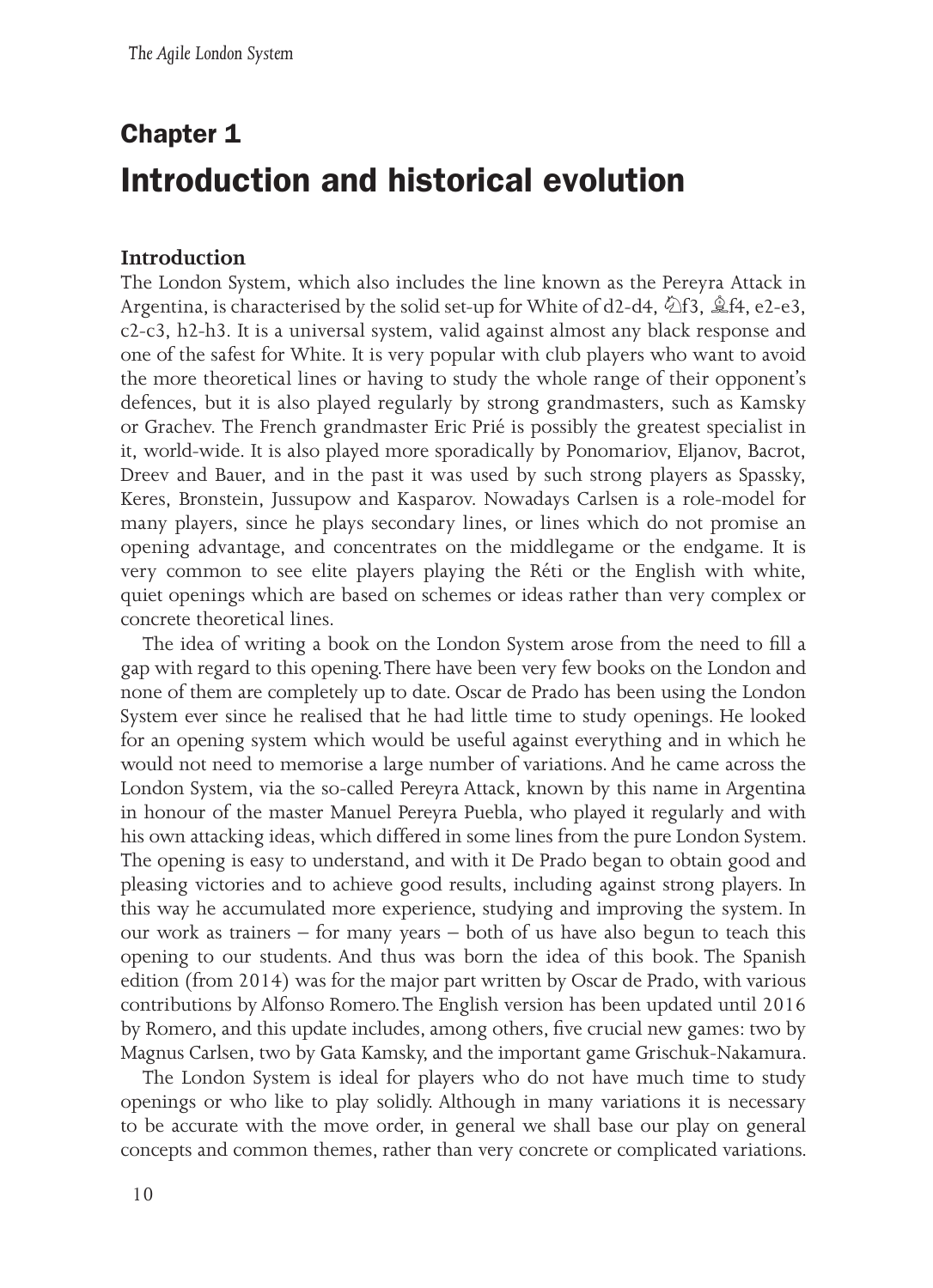# Chapter 1
# Introduction and historical evolution

## Introduction

The London System, which also includes the line known as the Pereyra Attack in Argentina, is characterised by the solid set-up for White of d2-d4, ♘f3, ♗f4, e2-e3, c2-c3, h2-h3. It is a universal system, valid against almost any black response and one of the safest for White. It is very popular with club players who want to avoid the more theoretical lines or having to study the whole range of their opponent's defences, but it is also played regularly by strong grandmasters, such as Kamsky or Grachev. The French grandmaster Eric Prié is possibly the greatest specialist in it, world-wide. It is also played more sporadically by Ponomariov, Eljanov, Bacrot, Dreev and Bauer, and in the past it was used by such strong players as Spassky, Keres, Bronstein, Jussupow and Kasparov. Nowadays Carlsen is a role-model for many players, since he plays secondary lines, or lines which do not promise an opening advantage, and concentrates on the middlegame or the endgame. It is very common to see elite players playing the Réti or the English with white, quiet openings which are based on schemes or ideas rather than very complex or concrete theoretical lines.

The idea of writing a book on the London System arose from the need to fill a gap with regard to this opening. There have been very few books on the London and none of them are completely up to date. Oscar de Prado has been using the London System ever since he realised that he had little time to study openings. He looked for an opening system which would be useful against everything and in which he would not need to memorise a large number of variations. And he came across the London System, via the so-called Pereyra Attack, known by this name in Argentina in honour of the master Manuel Pereyra Puebla, who played it regularly and with his own attacking ideas, which differed in some lines from the pure London System. The opening is easy to understand, and with it De Prado began to obtain good and pleasing victories and to achieve good results, including against strong players. In this way he accumulated more experience, studying and improving the system. In our work as trainers – for many years – both of us have also begun to teach this opening to our students. And thus was born the idea of this book. The Spanish edition (from 2014) was for the major part written by Oscar de Prado, with various contributions by Alfonso Romero. The English version has been updated until 2016 by Romero, and this update includes, among others, five crucial new games: two by Magnus Carlsen, two by Gata Kamsky, and the important game Grischuk-Nakamura.

The London System is ideal for players who do not have much time to study openings or who like to play solidly. Although in many variations it is necessary to be accurate with the move order, in general we shall base our play on general concepts and common themes, rather than very concrete or complicated variations.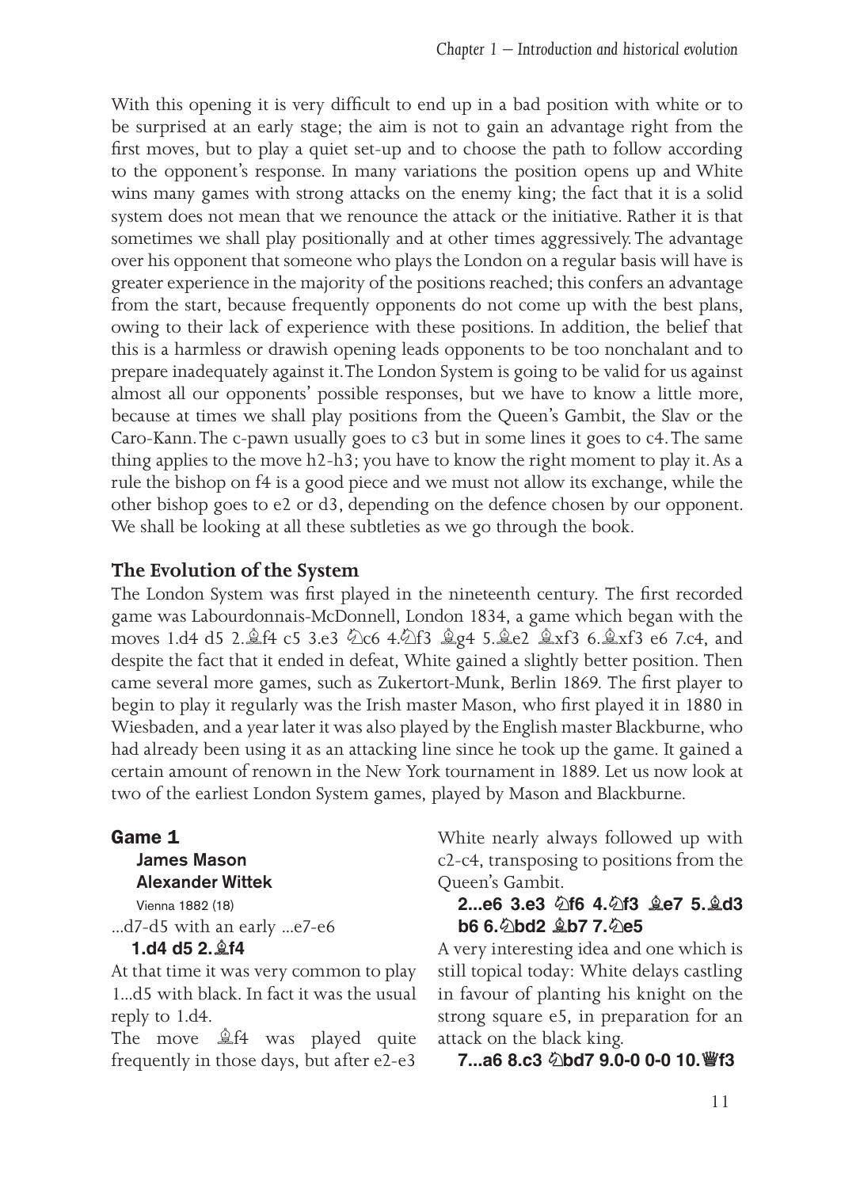With this opening it is very difficult to end up in a bad position with white or to be surprised at an early stage; the aim is not to gain an advantage right from the first moves, but to play a quiet set-up and to choose the path to follow according to the opponent's response. In many variations the position opens up and White wins many games with strong attacks on the enemy king; the fact that it is a solid system does not mean that we renounce the attack or the initiative. Rather it is that sometimes we shall play positionally and at other times aggressively. The advantage over his opponent that someone who plays the London on a regular basis will have is greater experience in the majority of the positions reached; this confers an advantage from the start, because frequently opponents do not come up with the best plans, owing to their lack of experience with these positions. In addition, the belief that this is a harmless or drawish opening leads opponents to be too nonchalant and to prepare inadequately against it. The London System is going to be valid for us against almost all our opponents' possible responses, but we have to know a little more, because at times we shall play positions from the Queen's Gambit, the Slav or the Caro-Kann. The c-pawn usually goes to c3 but in some lines it goes to c4. The same thing applies to the move h2-h3; you have to know the right moment to play it. As a rule the bishop on f4 is a good piece and we must not allow its exchange, while the other bishop goes to e2 or d3, depending on the defence chosen by our opponent. We shall be looking at all these subtleties as we go through the book.

## The Evolution of the System

The London System was first played in the nineteenth century. The first recorded game was Labourdonnais-McDonnell, London 1834, a game which began with the moves 1.d4 d5 2.♗f4 c5 3.e3 ♘c6 4.♘f3 ♗g4 5.♗e2 ♗xf3 6.♗xf3 e6 7.c4, and despite the fact that it ended in defeat, White gained a slightly better position. Then came several more games, such as Zukertort-Munk, Berlin 1869. The first player to begin to play it regularly was the Irish master Mason, who first played it in 1880 in Wiesbaden, and a year later it was also played by the English master Blackburne, who had already been using it as an attacking line since he took up the game. It gained a certain amount of renown in the New York tournament in 1889. Let us now look at two of the earliest London System games, played by Mason and Blackburne.

### Game 1

**James Mason**
**Alexander Wittek**
Vienna 1882 (18)

...d7-d5 with an early ...e7-e6

**1.d4 d5 2.♗f4**

At that time it was very common to play 1...d5 with black. In fact it was the usual reply to 1.d4.

The move ♗f4 was played quite frequently in those days, but after e2-e3 White nearly always followed up with c2-c4, transposing to positions from the Queen's Gambit.

**2...e6 3.e3 ♘f6 4.♘f3 ♗e7 5.♗d3 b6 6.♘bd2 ♗b7 7.♘e5**

A very interesting idea and one which is still topical today: White delays castling in favour of planting his knight on the strong square e5, in preparation for an attack on the black king.

**7...a6 8.c3 ♘bd7 9.0-0 0-0 10.♕f3**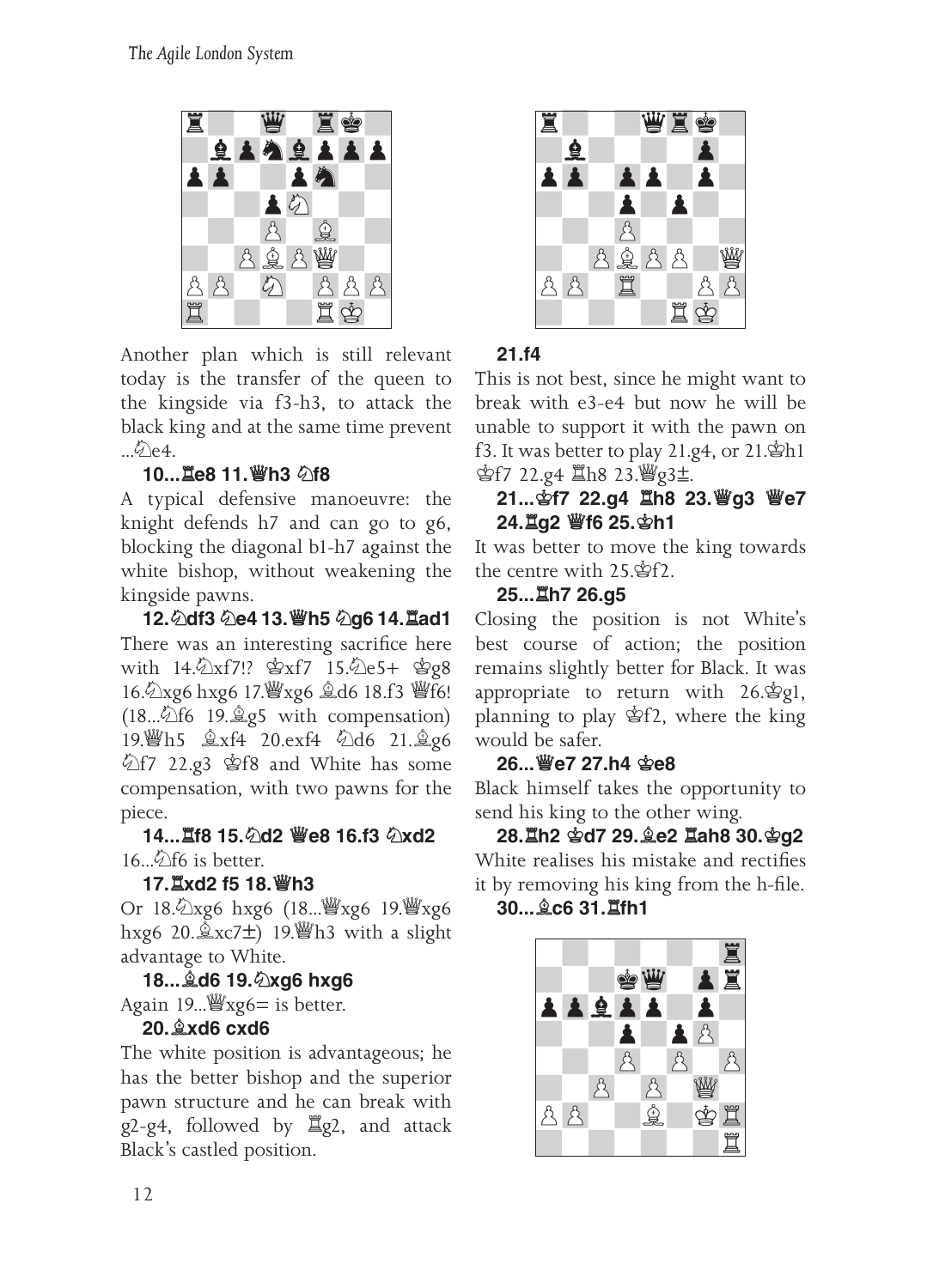Another plan which is still relevant today is the transfer of the queen to the kingside via f3-h3, to attack the black king and at the same time prevent ...♘e4.

**10...♖e8 11.♕h3 ♘f8**

A typical defensive manoeuvre: the knight defends h7 and can go to g6, blocking the diagonal b1-h7 against the white bishop, without weakening the kingside pawns.

**12.♘df3 ♘e4 13.♕h5 ♘g6 14.♖ad1**

There was an interesting sacrifice here with 14.♘xf7!? ♔xf7 15.♘e5+ ♔g8 16.♘xg6 hxg6 17.♕xg6 ♗d6 18.f3 ♕f6! (18...♘f6 19.♗g5 with compensation) 19.♕h5 ♗xf4 20.exf4 ♘d6 21.♗g6 ♘f7 22.g3 ♔f8 and White has some compensation, with two pawns for the piece.

**14...♖f8 15.♘d2 ♕e8 16.f3 ♘xd2**

16...♘f6 is better.

**17.♖xd2 f5 18.♕h3**

Or 18.♘xg6 hxg6 (18...♕xg6 19.♕xg6 hxg6 20.♗xc7±) 19.♕h3 with a slight advantage to White.

**18...♗d6 19.♘xg6 hxg6**

Again 19...♕xg6= is better.

**20.♗xd6 cxd6**

The white position is advantageous; he has the better bishop and the superior pawn structure and he can break with g2-g4, followed by ♖g2, and attack Black's castled position.

**21.f4**

This is not best, since he might want to break with e3-e4 but now he will be unable to support it with the pawn on f3. It was better to play 21.g4, or 21.♔h1 ♔f7 22.g4 ♖h8 23.♕g3±.

**21...♔f7 22.g4 ♖h8 23.♕g3 ♕e7 24.♖g2 ♕f6 25.♔h1**

It was better to move the king towards the centre with 25.♔f2.

**25...♖h7 26.g5**

Closing the position is not White's best course of action; the position remains slightly better for Black. It was appropriate to return with 26.♔g1, planning to play ♔f2, where the king would be safer.

**26...♕e7 27.h4 ♔e8**

Black himself takes the opportunity to send his king to the other wing.

**28.♖h2 ♔d7 29.♗e2 ♖ah8 30.♔g2**

White realises his mistake and rectifies it by removing his king from the h-file.

**30...♗c6 31.♖fh1**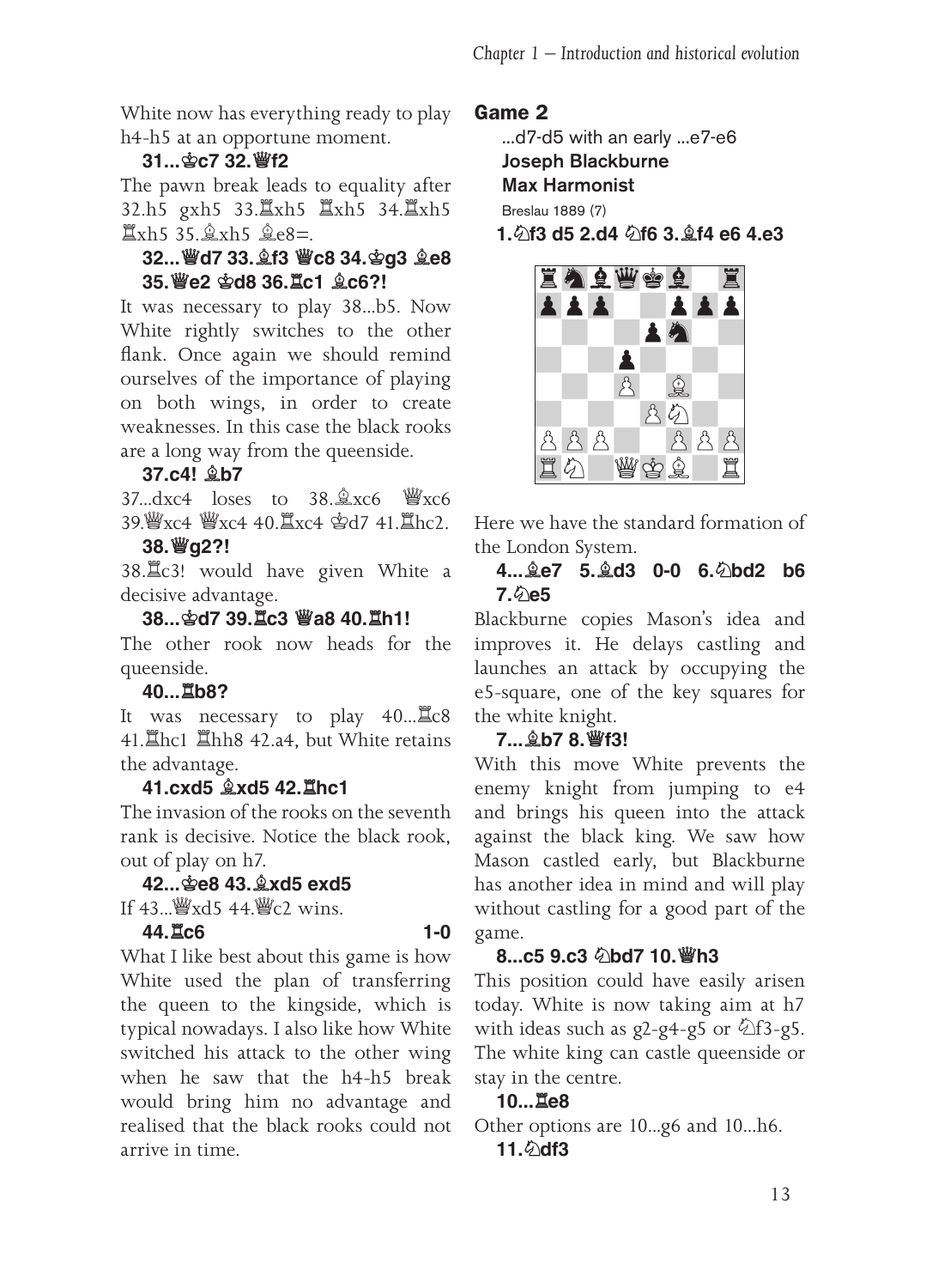White now has everything ready to play h4-h5 at an opportune moment.

**31...♔c7 32.♕f2**

The pawn break leads to equality after 32.h5 gxh5 33.♖xh5 ♖xh5 34.♖xh5 ♖xh5 35.♗xh5 ♗e8=.

**32...♕d7 33.♗f3 ♕c8 34.♔g3 ♗e8 35.♕e2 ♔d8 36.♖c1 ♗c6?!**

It was necessary to play 38...b5. Now White rightly switches to the other flank. Once again we should remind ourselves of the importance of playing on both wings, in order to create weaknesses. In this case the black rooks are a long way from the queenside.

**37.c4! ♗b7**

37...dxc4 loses to 38.♗xc6 ♕xc6 39.♕xc4 ♕xc4 40.♖xc4 ♔d7 41.♖hc2.

**38.♕g2?!**

38.♖c3! would have given White a decisive advantage.

**38...♔d7 39.♖c3 ♕a8 40.♖h1!**

The other rook now heads for the queenside.

**40...♖b8?**

It was necessary to play 40...♖c8 41.♖hc1 ♖hh8 42.a4, but White retains the advantage.

**41.cxd5 ♗xd5 42.♖hc1**

The invasion of the rooks on the seventh rank is decisive. Notice the black rook, out of play on h7.

**42...♔e8 43.♗xd5 exd5**

If 43...♕xd5 44.♕c2 wins.

**44.♖c6 1-0**

What I like best about this game is how White used the plan of transferring the queen to the kingside, which is typical nowadays. I also like how White switched his attack to the other wing when he saw that the h4-h5 break would bring him no advantage and realised that the black rooks could not arrive in time.

## Game 2

...d7-d5 with an early ...e7-e6

**Joseph Blackburne**

**Max Harmonist**

Breslau 1889 (7)

**1.♘f3 d5 2.d4 ♘f6 3.♗f4 e6 4.e3**

Here we have the standard formation of the London System.

**4...♗e7 5.♗d3 0-0 6.♘bd2 b6 7.♘e5**

Blackburne copies Mason's idea and improves it. He delays castling and launches an attack by occupying the e5-square, one of the key squares for the white knight.

**7...♗b7 8.♕f3!**

With this move White prevents the enemy knight from jumping to e4 and brings his queen into the attack against the black king. We saw how Mason castled early, but Blackburne has another idea in mind and will play without castling for a good part of the game.

**8...c5 9.c3 ♘bd7 10.♕h3**

This position could have easily arisen today. White is now taking aim at h7 with ideas such as g2-g4-g5 or ♘f3-g5. The white king can castle queenside or stay in the centre.

**10...♖e8**

Other options are 10...g6 and 10...h6.

**11.♘df3**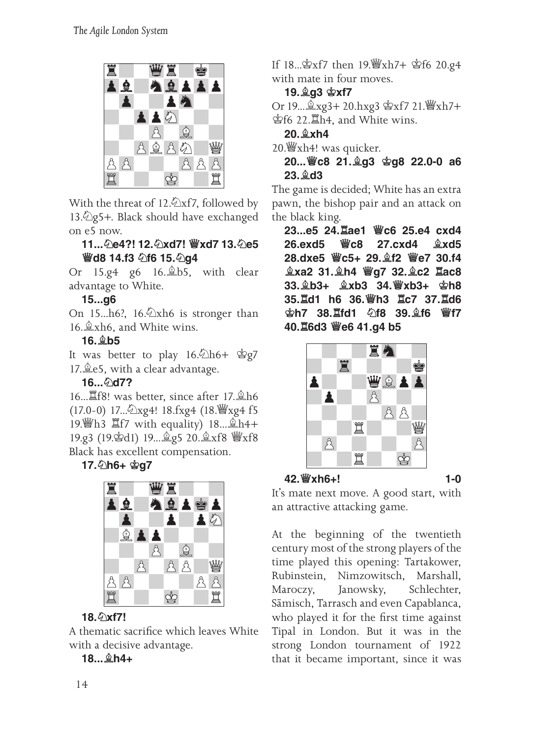With the threat of 12.♘xf7, followed by 13.♘g5+. Black should have exchanged on e5 now.

**11...♘e4?! 12.♘xd7! ♕xd7 13.♘e5 ♕d8 14.f3 ♘f6 15.♘g4**

Or 15.g4 g6 16.♗b5, with clear advantage to White.

**15...g6**

On 15...h6?, 16.♘xh6 is stronger than 16.♗xh6, and White wins.

**16.♗b5**

It was better to play 16.♘h6+ ♔g7 17.♗e5, with a clear advantage.

**16...♘d7?**

16...♖f8! was better, since after 17.♗h6 (17.0-0) 17...♘xg4! 18.fxg4 (18.♕xg4 f5 19.♕h3 ♖f7 with equality) 18...♗h4+ 19.g3 (19.♔d1) 19...♗g5 20.♗xf8 ♕xf8 Black has excellent compensation.

**17.♘h6+ ♔g7**

**18.♘xf7!**

A thematic sacrifice which leaves White with a decisive advantage.

**18...♗h4+**

If 18...♔xf7 then 19.♕xh7+ ♔f6 20.g4 with mate in four moves.

**19.♗g3 ♔xf7**

Or 19...♗xg3+ 20.hxg3 ♔xf7 21.♕xh7+ ♔f6 22.♖h4, and White wins.

**20.♗xh4**

20.♕xh4! was quicker.

**20...♕c8 21.♗g3 ♔g8 22.0-0 a6 23.♗d3**

The game is decided; White has an extra pawn, the bishop pair and an attack on the black king.

**23...e5 24.♖ae1 ♕c6 25.e4 cxd4 26.exd5 ♕c8 27.cxd4 ♗xd5 28.dxe5 ♕c5+ 29.♗f2 ♕e7 30.f4 ♗xa2 31.♗h4 ♕g7 32.♗c2 ♖ac8 33.♗b3+ ♗xb3 34.♕xb3+ ♔h8 35.♖d1 h6 36.♕h3 ♖c7 37.♖d6 ♔h7 38.♖fd1 ♘f8 39.♗f6 ♕f7 40.♖6d3 ♕e6 41.g4 b5**

**42.♕xh6+! 1-0**

It's mate next move. A good start, with an attractive attacking game.

At the beginning of the twentieth century most of the strong players of the time played this opening: Tartakower, Rubinstein, Nimzowitsch, Marshall, Maroczy, Janowsky, Schlechter, Sämisch, Tarrasch and even Capablanca, who played it for the first time against Tipal in London. But it was in the strong London tournament of 1922 that it became important, since it was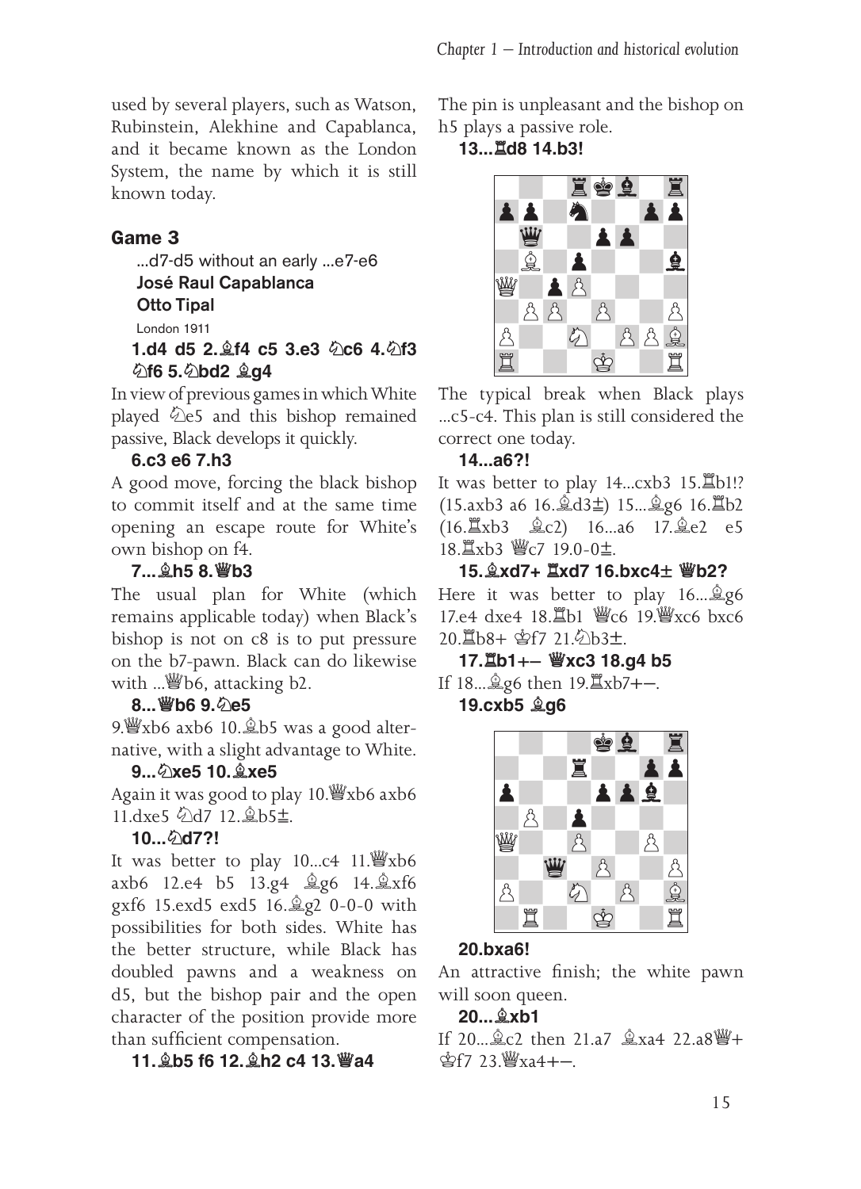used by several players, such as Watson, Rubinstein, Alekhine and Capablanca, and it became known as the London System, the name by which it is still known today.

### Game 3

...d7-d5 without an early ...e7-e6
**José Raul Capablanca**
**Otto Tipal**
London 1911

**1.d4 d5 2.♗f4 c5 3.e3 ♘c6 4.♘f3 ♘f6 5.♘bd2 ♗g4**

In view of previous games in which White played ♘e5 and this bishop remained passive, Black develops it quickly.

**6.c3 e6 7.h3**

A good move, forcing the black bishop to commit itself and at the same time opening an escape route for White's own bishop on f4.

**7...♗h5 8.♕b3**

The usual plan for White (which remains applicable today) when Black's bishop is not on c8 is to put pressure on the b7-pawn. Black can do likewise with ...♕b6, attacking b2.

**8...♕b6 9.♘e5**

9.♕xb6 axb6 10.♗b5 was a good alternative, with a slight advantage to White.

**9...♘xe5 10.♗xe5**

Again it was good to play 10.♕xb6 axb6 11.dxe5 ♘d7 12.♗b5±.

**10...♘d7?!**

It was better to play 10...c4 11.♕xb6 axb6 12.e4 b5 13.g4 ♗g6 14.♗xf6 gxf6 15.exd5 exd5 16.♗g2 0-0-0 with possibilities for both sides. White has the better structure, while Black has doubled pawns and a weakness on d5, but the bishop pair and the open character of the position provide more than sufficient compensation.

**11.♗b5 f6 12.♗h2 c4 13.♕a4**

The pin is unpleasant and the bishop on h5 plays a passive role.

**13...♖d8 14.b3!**

The typical break when Black plays ...c5-c4. This plan is still considered the correct one today.

**14...a6?!**

It was better to play 14...cxb3 15.♖b1!? (15.axb3 a6 16.♗d3±) 15...♗g6 16.♖b2 (16.♖xb3 ♗c2) 16...a6 17.♗e2 e5 18.♖xb3 ♕c7 19.0-0±.

**15.♗xd7+ ♖xd7 16.bxc4± ♕b2?**

Here it was better to play 16...♗g6 17.e4 dxe4 18.♖b1 ♕c6 19.♕xc6 bxc6 20.♖b8+ ♔f7 21.♘b3±.

**17.♖b1+– ♕xc3 18.g4 b5**

If 18...♗g6 then 19.♖xb7+–.

**19.cxb5 ♗g6**

**20.bxa6!**

An attractive finish; the white pawn will soon queen.

**20...♗xb1**

If 20...♗c2 then 21.a7 ♗xa4 22.a8♕+ ♔f7 23.♕xa4+–.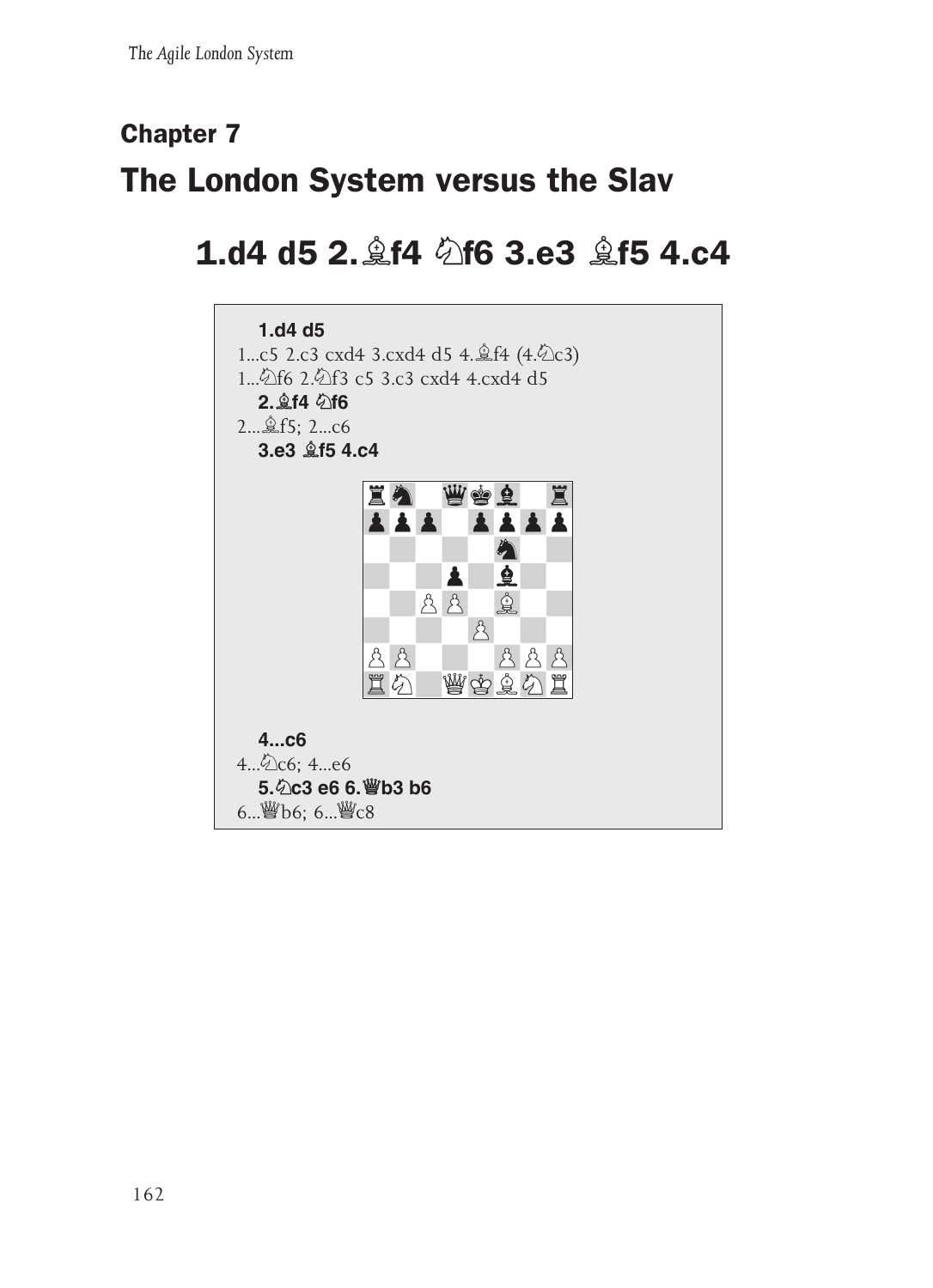## Chapter 7

# The London System versus the Slav

## 1.d4 d5 2.♗f4 ♘f6 3.e3 ♗f5 4.c4

**1.d4 d5**

1...c5 2.c3 cxd4 3.cxd4 d5 4.♗f4 (4.♘c3)

1...♘f6 2.♘f3 c5 3.c3 cxd4 4.cxd4 d5

**2.♗f4 ♘f6**

2...♗f5; 2...c6

**3.e3 ♗f5 4.c4**

**4...c6**

4...♘c6; 4...e6

**5.♘c3 e6 6.♕b3 b6**

6...♕b6; 6...♕c8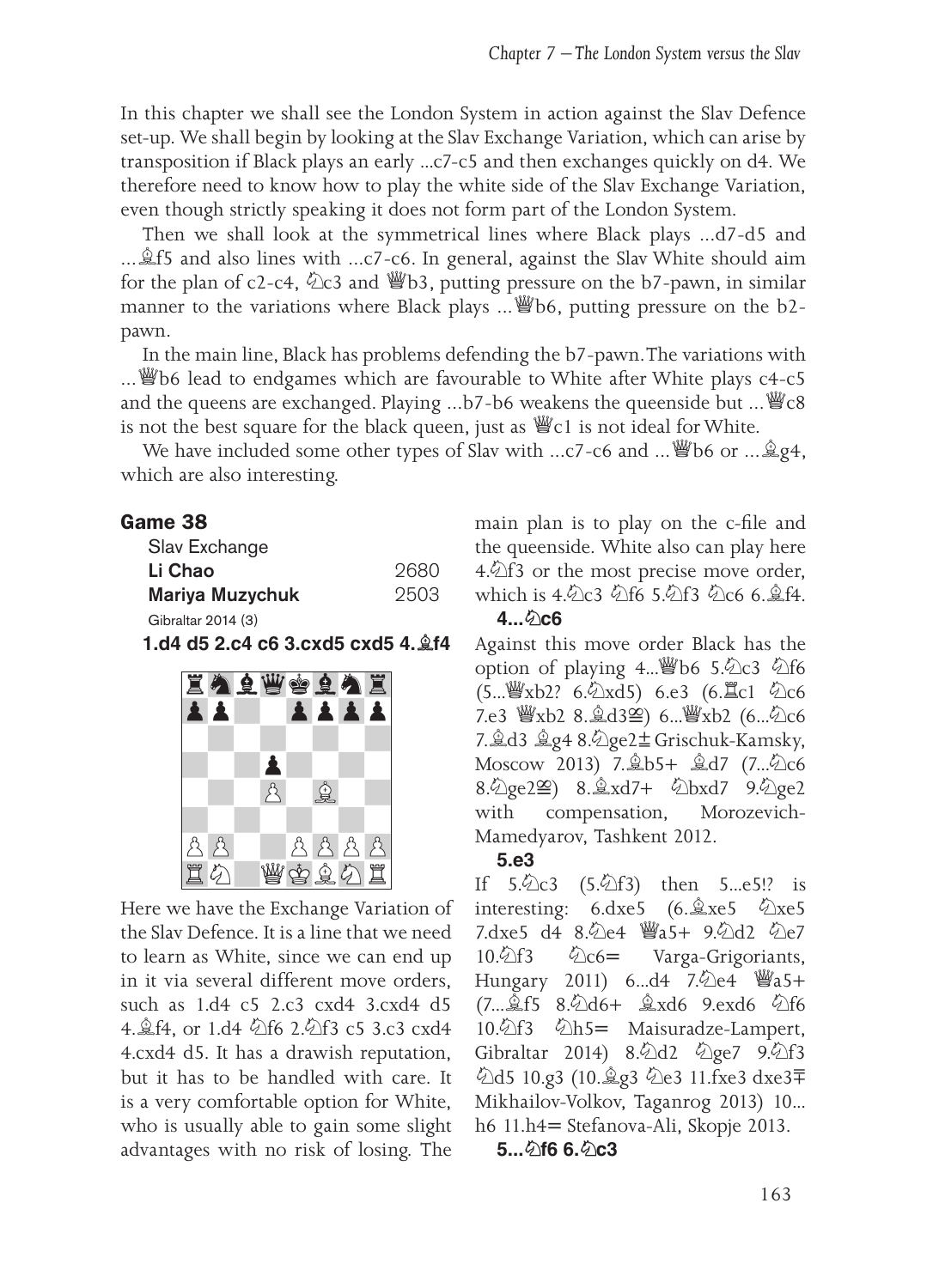In this chapter we shall see the London System in action against the Slav Defence set-up. We shall begin by looking at the Slav Exchange Variation, which can arise by transposition if Black plays an early ...c7-c5 and then exchanges quickly on d4. We therefore need to know how to play the white side of the Slav Exchange Variation, even though strictly speaking it does not form part of the London System.

Then we shall look at the symmetrical lines where Black plays ...d7-d5 and ...♗f5 and also lines with ...c7-c6. In general, against the Slav White should aim for the plan of c2-c4, ♘c3 and ♕b3, putting pressure on the b7-pawn, in similar manner to the variations where Black plays ...♕b6, putting pressure on the b2-pawn.

In the main line, Black has problems defending the b7-pawn. The variations with ...♕b6 lead to endgames which are favourable to White after White plays c4-c5 and the queens are exchanged. Playing ...b7-b6 weakens the queenside but ...♕c8 is not the best square for the black queen, just as ♕c1 is not ideal for White.

We have included some other types of Slav with ...c7-c6 and ...♕b6 or ...♗g4, which are also interesting.

## Game 38

Slav Exchange

**Li Chao** 2680

**Mariya Muzychuk** 2503

Gibraltar 2014 (3)

**1.d4 d5 2.c4 c6 3.cxd5 cxd5 4.♗f4**

Here we have the Exchange Variation of the Slav Defence. It is a line that we need to learn as White, since we can end up in it via several different move orders, such as 1.d4 c5 2.c3 cxd4 3.cxd4 d5 4.♗f4, or 1.d4 ♘f6 2.♘f3 c5 3.c3 cxd4 4.cxd4 d5. It has a drawish reputation, but it has to be handled with care. It is a very comfortable option for White, who is usually able to gain some slight advantages with no risk of losing. The main plan is to play on the c-file and the queenside. White also can play here 4.♘f3 or the most precise move order, which is 4.♘c3 ♘f6 5.♘f3 ♘c6 6.♗f4.

**4...♘c6**

Against this move order Black has the option of playing 4...♕b6 5.♘c3 ♘f6 (5...♕xb2? 6.♘xd5) 6.e3 (6.♖c1 ♘c6 7.e3 ♕xb2 8.♗d3⩲) 6...♕xb2 (6...♘c6 7.♗d3 ♗g4 8.♘ge2⩲ Grischuk-Kamsky, Moscow 2013) 7.♗b5+ ♗d7 (7...♘c6 8.♘ge2⩲) 8.♗xd7+ ♘bxd7 9.♘ge2 with compensation, Morozevich-Mamedyarov, Tashkent 2012.

**5.e3**

If 5.♘c3 (5.♘f3) then 5...e5!? is interesting: 6.dxe5 (6.♗xe5 ♘xe5 7.dxe5 d4 8.♘e4 ♕a5+ 9.♘d2 ♘e7 10.♘f3 ♘c6= Varga-Grigoriants, Hungary 2011) 6...d4 7.♘e4 ♕a5+ (7...♗f5 8.♘d6+ ♗xd6 9.exd6 ♘f6 10.♘f3 ♘h5= Maisuradze-Lampert, Gibraltar 2014) 8.♘d2 ♘ge7 9.♘f3 ♘d5 10.g3 (10.♗g3 ♘e3 11.fxe3 dxe3∓ Mikhailov-Volkov, Taganrog 2013) 10...h6 11.h4= Stefanova-Ali, Skopje 2013.

**5...♘f6 6.♘c3**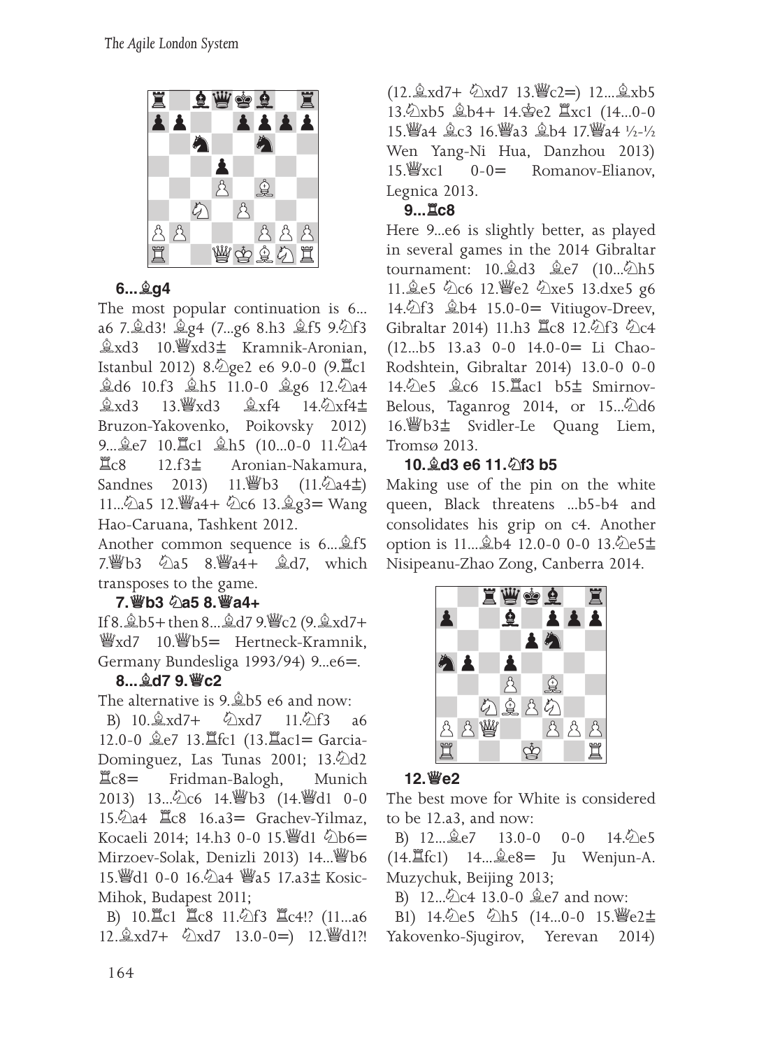**6...♗g4**

The most popular continuation is 6... a6 7.♗d3! ♗g4 (7...g6 8.h3 ♗f5 9.♘f3 ♗xd3 10.♕xd3± Kramnik-Aronian, Istanbul 2012) 8.♘ge2 e6 9.0-0 (9.♖c1 ♗d6 10.f3 ♗h5 11.0-0 ♗g6 12.♘a4 ♗xd3 13.♕xd3 ♗xf4 14.♘xf4± Bruzon-Yakovenko, Poikovsky 2012) 9...♗e7 10.♖c1 ♗h5 (10...0-0 11.♘a4 ♖c8 12.f3± Aronian-Nakamura, Sandnes 2013) 11.♕b3 (11.♘a4±) 11...♘a5 12.♕a4+ ♘c6 13.♗g3= Wang Hao-Caruana, Tashkent 2012.

Another common sequence is 6...♗f5 7.♕b3 ♘a5 8.♕a4+ ♗d7, which transposes to the game.

**7.♕b3 ♘a5 8.♕a4+**

If 8.♗b5+ then 8...♗d7 9.♕c2 (9.♗xd7+ ♕xd7 10.♕b5= Hertneck-Kramnik, Germany Bundesliga 1993/94) 9...e6=.

**8...♗d7 9.♕c2**

The alternative is 9.♗b5 e6 and now:

B) 10.♗xd7+ ♘xd7 11.♘f3 a6 12.0-0 ♗e7 13.♖fc1 (13.♖ac1= Garcia-Dominguez, Las Tunas 2001; 13.♘d2 ♖c8= Fridman-Balogh, Munich 2013) 13...♘c6 14.♕b3 (14.♕d1 0-0 15.♘a4 ♖c8 16.a3= Grachev-Yilmaz, Kocaeli 2014; 14.h3 0-0 15.♕d1 ♘b6= Mirzoev-Solak, Denizli 2013) 14...♕b6 15.♕d1 0-0 16.♘a4 ♕a5 17.a3± Kosic-Mihok, Budapest 2011;

B) 10.♖c1 ♖c8 11.♘f3 ♖c4!? (11...a6 12.♗xd7+ ♘xd7 13.0-0=) 12.♕d1?! (12.♗xd7+ ♘xd7 13.♕c2=) 12...♗xb5 13.♘xb5 ♗b4+ 14.♔e2 ♖xc1 (14...0-0 15.♕a4 ♗c3 16.♕a3 ♗b4 17.♕a4 ½-½ Wen Yang-Ni Hua, Danzhou 2013) 15.♕xc1 0-0= Romanov-Elianov, Legnica 2013.

**9...♖c8**

Here 9...e6 is slightly better, as played in several games in the 2014 Gibraltar tournament: 10.♗d3 ♗e7 (10...♘h5 11.♗e5 ♘c6 12.♕e2 ♘xe5 13.dxe5 g6 14.♘f3 ♗b4 15.0-0= Vitiugov-Dreev, Gibraltar 2014) 11.h3 ♖c8 12.♘f3 ♘c4 (12...b5 13.a3 0-0 14.0-0= Li Chao-Rodshtein, Gibraltar 2014) 13.0-0 0-0 14.♘e5 ♗c6 15.♖ac1 b5± Smirnov-Belous, Taganrog 2014, or 15...♘d6 16.♕b3± Svidler-Le Quang Liem, Tromsø 2013.

**10.♗d3 e6 11.♘f3 b5**

Making use of the pin on the white queen, Black threatens ...b5-b4 and consolidates his grip on c4. Another option is 11...♗b4 12.0-0 0-0 13.♘e5± Nisipeanu-Zhao Zong, Canberra 2014.

**12.♕e2**

The best move for White is considered to be 12.a3, and now:

B) 12...♗e7 13.0-0 0-0 14.♘e5 (14.♖fc1) 14...♗e8= Ju Wenjun-A. Muzychuk, Beijing 2013;

B) 12...♘c4 13.0-0 ♗e7 and now:

B1) 14.♘e5 ♘h5 (14...0-0 15.♕e2± Yakovenko-Sjugirov, Yerevan 2014)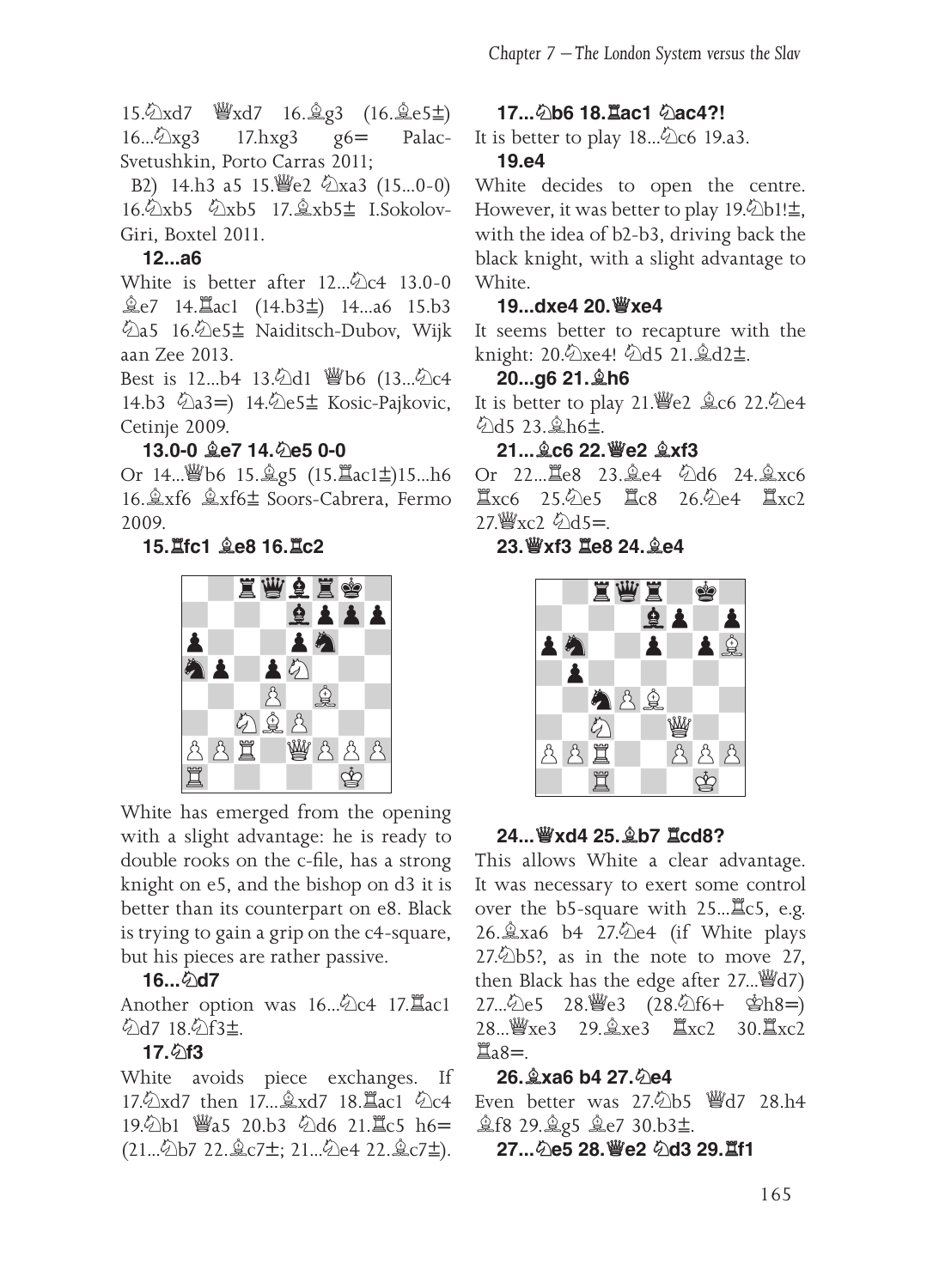15.♘xd7 ♕xd7 16.♗g3 (16.♗e5±) 16...♘xg3 17.hxg3 g6= Palac-Svetushkin, Porto Carras 2011;

B2) 14.h3 a5 15.♕e2 ♘xa3 (15...0-0) 16.♘xb5 ♘xb5 17.♗xb5± I.Sokolov-Giri, Boxtel 2011.

**12...a6**

White is better after 12...♘c4 13.0-0 ♗e7 14.♖ac1 (14.b3±) 14...a6 15.b3 ♘a5 16.♘e5± Naiditsch-Dubov, Wijk aan Zee 2013.

Best is 12...b4 13.♘d1 ♕b6 (13...♘c4 14.b3 ♘a3=) 14.♘e5± Kosic-Pajkovic, Cetinje 2009.

**13.0-0 ♗e7 14.♘e5 0-0**

Or 14...♕b6 15.♗g5 (15.♖ac1±)15...h6 16.♗xf6 ♗xf6± Soors-Cabrera, Fermo 2009.

**15.♖fc1 ♗e8 16.♖c2**

White has emerged from the opening with a slight advantage: he is ready to double rooks on the c-file, has a strong knight on e5, and the bishop on d3 it is better than its counterpart on e8. Black is trying to gain a grip on the c4-square, but his pieces are rather passive.

**16...♘d7**

Another option was 16...♘c4 17.♖ac1 ♘d7 18.♘f3±.

**17.♘f3**

White avoids piece exchanges. If 17.♘xd7 then 17...♗xd7 18.♖ac1 ♘c4 19.♘b1 ♕a5 20.b3 ♘d6 21.♖c5 h6= (21...♘b7 22.♗c7±; 21...♘e4 22.♗c7±).

**17...♘b6 18.♖ac1 ♘ac4?!**

It is better to play 18...♘c6 19.a3.

**19.e4**

White decides to open the centre. However, it was better to play 19.♘b1!±, with the idea of b2-b3, driving back the black knight, with a slight advantage to White.

**19...dxe4 20.♕xe4**

It seems better to recapture with the knight: 20.♘xe4! ♘d5 21.♗d2±.

**20...g6 21.♗h6**

It is better to play 21.♕e2 ♗c6 22.♘e4 ♘d5 23.♗h6±.

**21...♗c6 22.♕e2 ♗xf3**

Or 22...♖e8 23.♗e4 ♘d6 24.♗xc6 ♖xc6 25.♘e5 ♖c8 26.♘e4 ♖xc2 27.♕xc2 ♘d5=.

**23.♕xf3 ♖e8 24.♗e4**

**24...♕xd4 25.♗b7 ♖cd8?**

This allows White a clear advantage. It was necessary to exert some control over the b5-square with 25...♖c5, e.g. 26.♗xa6 b4 27.♘e4 (if White plays 27.♘b5?, as in the note to move 27, then Black has the edge after 27...♕d7) 27...♘e5 28.♕e3 (28.♘f6+ ♔h8=) 28...♕xe3 29.♗xe3 ♖xc2 30.♖xc2 ♖a8=.

**26.♗xa6 b4 27.♘e4**

Even better was 27.♘b5 ♕d7 28.h4 ♗f8 29.♗g5 ♗e7 30.b3±.

**27...♘e5 28.♕e2 ♘d3 29.♖f1**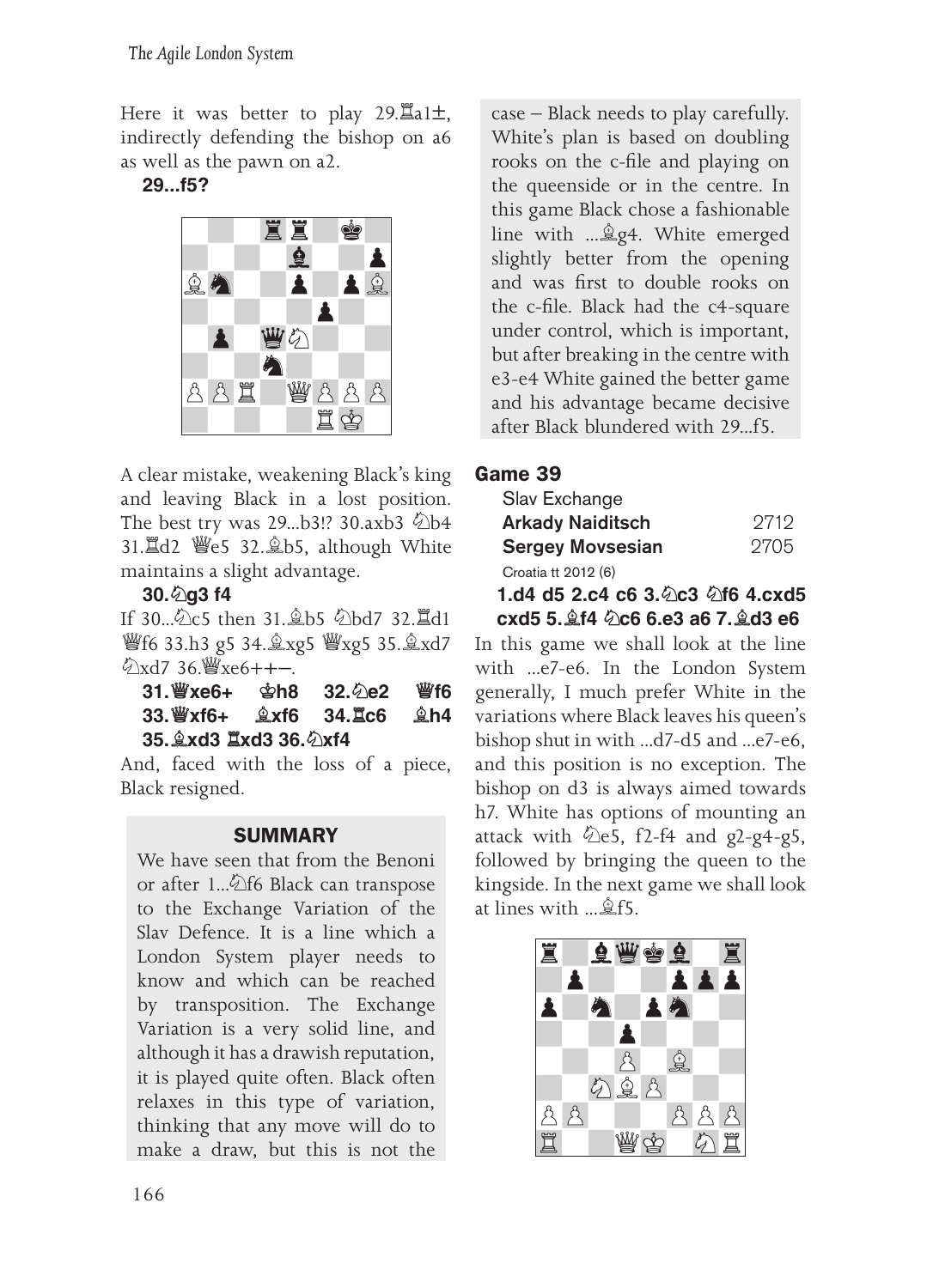Here it was better to play 29.♖a1±, indirectly defending the bishop on a6 as well as the pawn on a2.

**29...f5?**

A clear mistake, weakening Black's king and leaving Black in a lost position. The best try was 29...b3!? 30.axb3 ♘b4 31.♖d2 ♕e5 32.♗b5, although White maintains a slight advantage.

**30.♘g3 f4**

If 30...♘c5 then 31.♗b5 ♘bd7 32.♖d1 ♕f6 33.h3 g5 34.♗xg5 ♕xg5 35.♗xd7 ♘xd7 36.♕xe6++–.

**31.♕xe6+ ♔h8 32.♘e2 ♕f6 33.♕xf6+ ♗xf6 34.♖c6 ♗h4 35.♗xd3 ♖xd3 36.♘xf4**

And, faced with the loss of a piece, Black resigned.

### SUMMARY

We have seen that from the Benoni or after 1...♘f6 Black can transpose to the Exchange Variation of the Slav Defence. It is a line which a London System player needs to know and which can be reached by transposition. The Exchange Variation is a very solid line, and although it has a drawish reputation, it is played quite often. Black often relaxes in this type of variation, thinking that any move will do to make a draw, but this is not the case – Black needs to play carefully. White's plan is based on doubling rooks on the c-file and playing on the queenside or in the centre. In this game Black chose a fashionable line with ...♗g4. White emerged slightly better from the opening and was first to double rooks on the c-file. Black had the c4-square under control, which is important, but after breaking in the centre with e3-e4 White gained the better game and his advantage became decisive after Black blundered with 29...f5.

## Game 39

Slav Exchange
**Arkady Naiditsch** 2712
**Sergey Movsesian** 2705
Croatia tt 2012 (6)

**1.d4 d5 2.c4 c6 3.♘c3 ♘f6 4.cxd5 cxd5 5.♗f4 ♘c6 6.e3 a6 7.♗d3 e6**

In this game we shall look at the line with ...e7-e6. In the London System generally, I much prefer White in the variations where Black leaves his queen's bishop shut in with ...d7-d5 and ...e7-e6, and this position is no exception. The bishop on d3 is always aimed towards h7. White has options of mounting an attack with ♘e5, f2-f4 and g2-g4-g5, followed by bringing the queen to the kingside. In the next game we shall look at lines with ...♗f5.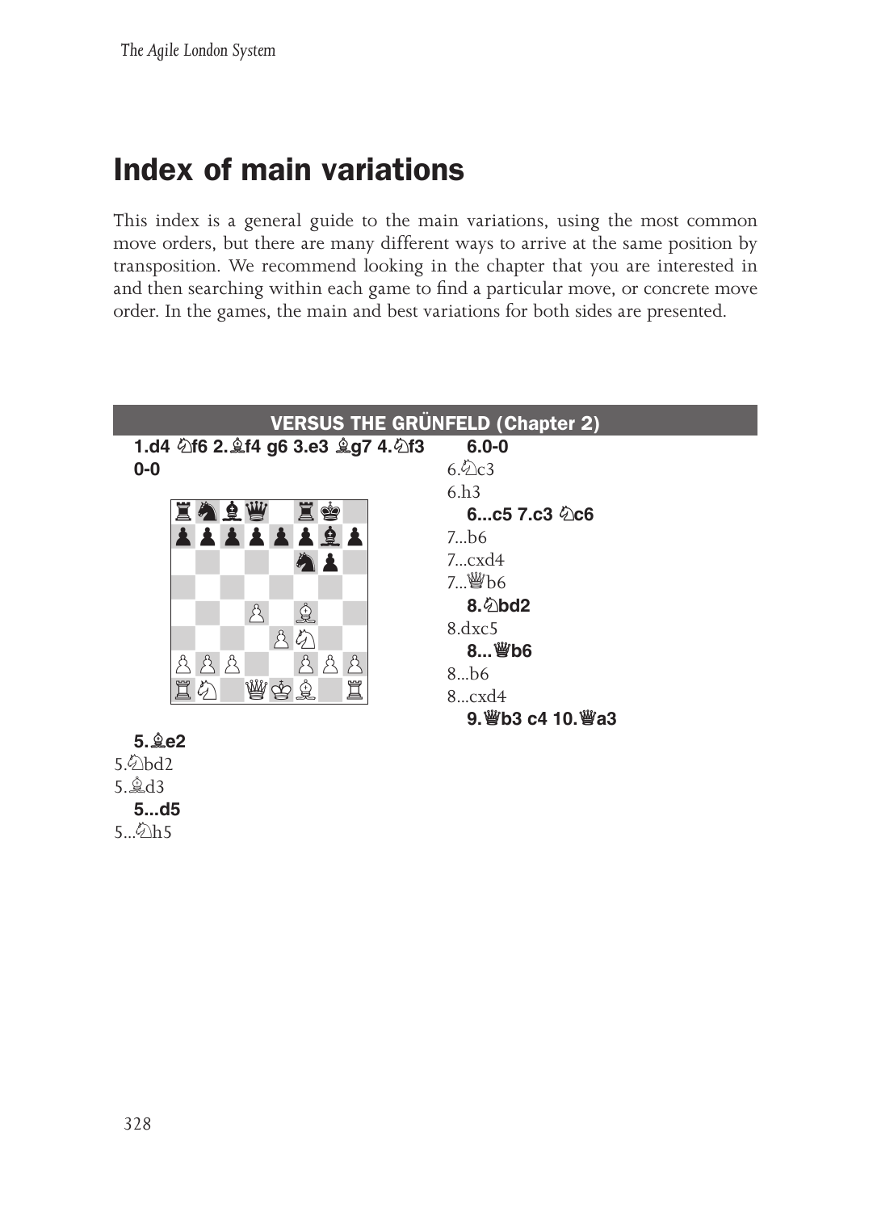# Index of main variations

This index is a general guide to the main variations, using the most common move orders, but there are many different ways to arrive at the same position by transposition. We recommend looking in the chapter that you are interested in and then searching within each game to find a particular move, or concrete move order. In the games, the main and best variations for both sides are presented.

## VERSUS THE GRÜNFELD (Chapter 2)

**1.d4 ♘f6 2.♗f4 g6 3.e3 ♗g7 4.♘f3 0-0**

**5.♗e2**

5.♘bd2

5.♗d3

**5...d5**

5...♘h5

**6.0-0**

6.♘c3

6.h3

**6...c5 7.c3 ♘c6**

7...b6

7...cxd4

7...♕b6

**8.♘bd2**

8.dxc5

**8...♕b6**

8...b6

8...cxd4

**9.♕b3 c4 10.♕a3**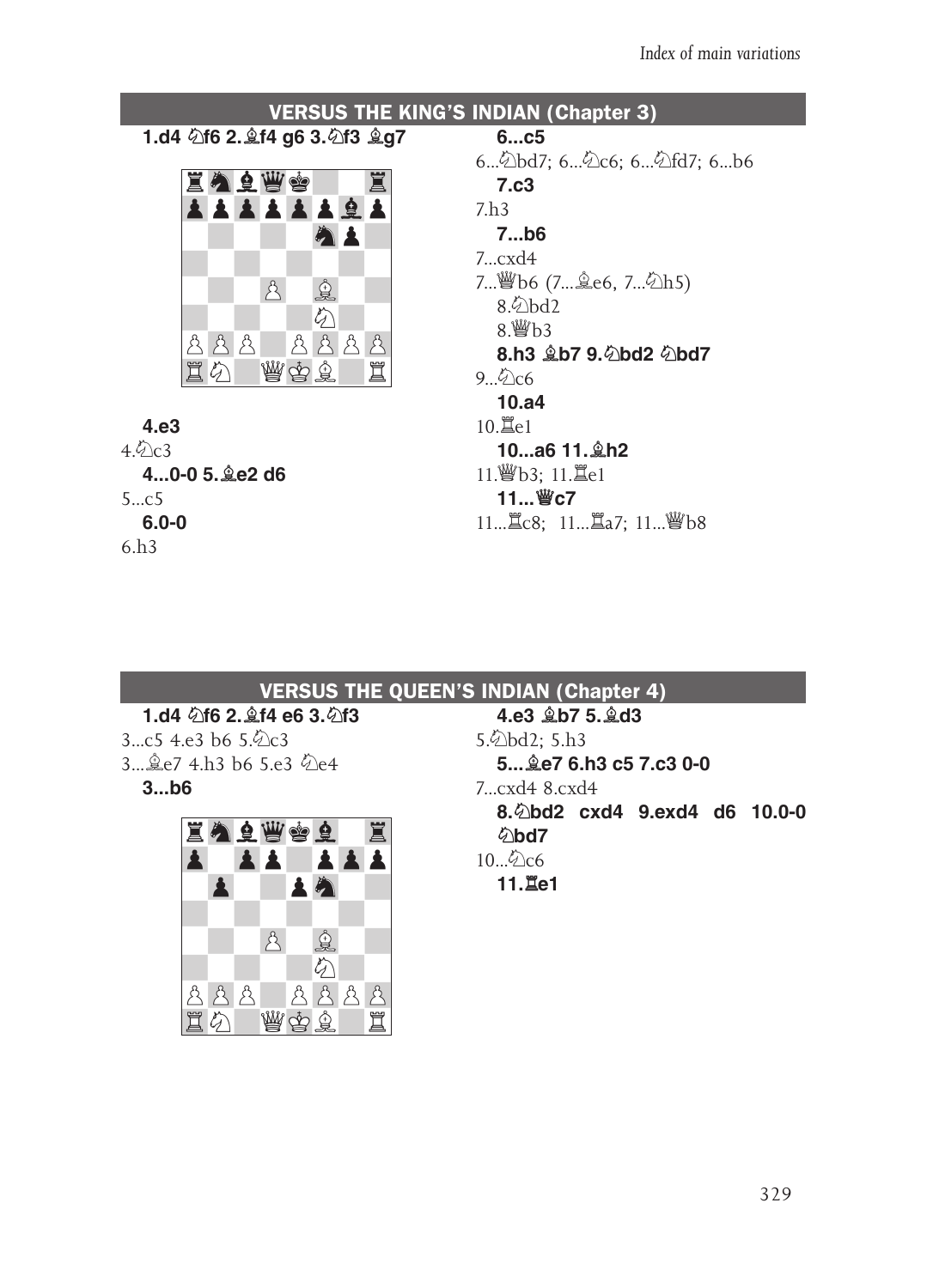## VERSUS THE KING'S INDIAN (Chapter 3)

**1.d4 ♘f6 2.♗f4 g6 3.♘f3 ♗g7**

**4.e3**

4.♘c3

**4...0-0 5.♗e2 d6**

5...c5

**6.0-0**

6.h3

**6...c5**

6...♘bd7; 6...♘c6; 6...♘fd7; 6...b6

**7.c3**

7.h3

**7...b6**

7...cxd4

7...♕b6 (7...♗e6, 7...♘h5)

8.♘bd2

8.♕b3

**8.h3 ♗b7 9.♘bd2 ♘bd7**

9...♘c6

**10.a4**

10.♖e1

**10...a6 11.♗h2**

11.♕b3; 11.♖e1

**11...♕c7**

11...♖c8; 11...♖a7; 11...♕b8

## VERSUS THE QUEEN'S INDIAN (Chapter 4)

**1.d4 ♘f6 2.♗f4 e6 3.♘f3**

3...c5 4.e3 b6 5.♘c3

3...♗e7 4.h3 b6 5.e3 ♘e4

**3...b6**

**4.e3 ♗b7 5.♗d3**

5.♘bd2; 5.h3

**5...♗e7 6.h3 c5 7.c3 0-0**

7...cxd4 8.cxd4

**8.♘bd2 cxd4 9.exd4 d6 10.0-0 ♘bd7**

10...♘c6

**11.♖e1**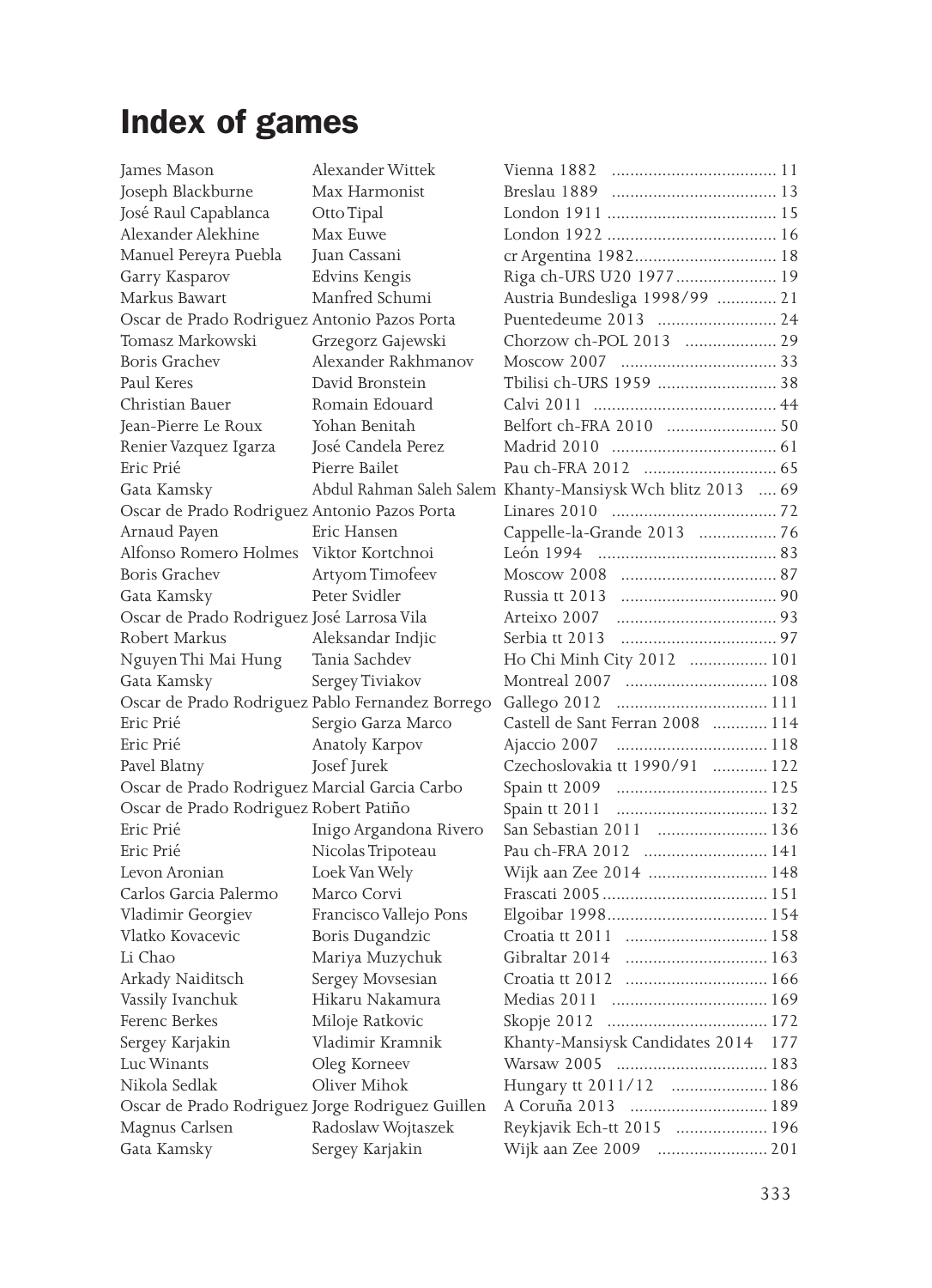# Index of games

| | | | |
|---|---|---|---|
| James Mason | Alexander Wittek | Vienna 1882 | 11 |
| Joseph Blackburne | Max Harmonist | Breslau 1889 | 13 |
| José Raul Capablanca | Otto Tipal | London 1911 | 15 |
| Alexander Alekhine | Max Euwe | London 1922 | 16 |
| Manuel Pereyra Puebla | Juan Cassani | cr Argentina 1982 | 18 |
| Garry Kasparov | Edvins Kengis | Riga ch-URS U20 1977 | 19 |
| Markus Bawart | Manfred Schumi | Austria Bundesliga 1998/99 | 21 |
| Oscar de Prado Rodriguez | Antonio Pazos Porta | Puentedeume 2013 | 24 |
| Tomasz Markowski | Grzegorz Gajewski | Chorzow ch-POL 2013 | 29 |
| Boris Grachev | Alexander Rakhmanov | Moscow 2007 | 33 |
| Paul Keres | David Bronstein | Tbilisi ch-URS 1959 | 38 |
| Christian Bauer | Romain Edouard | Calvi 2011 | 44 |
| Jean-Pierre Le Roux | Yohan Benitah | Belfort ch-FRA 2010 | 50 |
| Renier Vazquez Igarza | José Candela Perez | Madrid 2010 | 61 |
| Eric Prié | Pierre Bailet | Pau ch-FRA 2012 | 65 |
| Gata Kamsky | Abdul Rahman Saleh Salem | Khanty-Mansiysk Wch blitz 2013 | 69 |
| Oscar de Prado Rodriguez | Antonio Pazos Porta | Linares 2010 | 72 |
| Arnaud Payen | Eric Hansen | Cappelle-la-Grande 2013 | 76 |
| Alfonso Romero Holmes | Viktor Kortchnoi | León 1994 | 83 |
| Boris Grachev | Artyom Timofeev | Moscow 2008 | 87 |
| Gata Kamsky | Peter Svidler | Russia tt 2013 | 90 |
| Oscar de Prado Rodriguez | José Larrosa Vila | Arteixo 2007 | 93 |
| Robert Markus | Aleksandar Indjic | Serbia tt 2013 | 97 |
| Nguyen Thi Mai Hung | Tania Sachdev | Ho Chi Minh City 2012 | 101 |
| Gata Kamsky | Sergey Tiviakov | Montreal 2007 | 108 |
| Oscar de Prado Rodriguez | Pablo Fernandez Borrego | Gallego 2012 | 111 |
| Eric Prié | Sergio Garza Marco | Castell de Sant Ferran 2008 | 114 |
| Eric Prié | Anatoly Karpov | Ajaccio 2007 | 118 |
| Pavel Blatny | Josef Jurek | Czechoslovakia tt 1990/91 | 122 |
| Oscar de Prado Rodriguez | Marcial Garcia Carbo | Spain tt 2009 | 125 |
| Oscar de Prado Rodriguez | Robert Patiño | Spain tt 2011 | 132 |
| Eric Prié | Inigo Argandona Rivero | San Sebastian 2011 | 136 |
| Eric Prié | Nicolas Tripoteau | Pau ch-FRA 2012 | 141 |
| Levon Aronian | Loek Van Wely | Wijk aan Zee 2014 | 148 |
| Carlos Garcia Palermo | Marco Corvi | Frascati 2005 | 151 |
| Vladimir Georgiev | Francisco Vallejo Pons | Elgoibar 1998 | 154 |
| Vlatko Kovacevic | Boris Dugandzic | Croatia tt 2011 | 158 |
| Li Chao | Mariya Muzychuk | Gibraltar 2014 | 163 |
| Arkady Naiditsch | Sergey Movsesian | Croatia tt 2012 | 166 |
| Vassily Ivanchuk | Hikaru Nakamura | Medias 2011 | 169 |
| Ferenc Berkes | Miloje Ratkovic | Skopje 2012 | 172 |
| Sergey Karjakin | Vladimir Kramnik | Khanty-Mansiysk Candidates 2014 | 177 |
| Luc Winants | Oleg Korneev | Warsaw 2005 | 183 |
| Nikola Sedlak | Oliver Mihok | Hungary tt 2011/12 | 186 |
| Oscar de Prado Rodriguez | Jorge Rodriguez Guillen | A Coruña 2013 | 189 |
| Magnus Carlsen | Radoslaw Wojtaszek | Reykjavik Ech-tt 2015 | 196 |
| Gata Kamsky | Sergey Karjakin | Wijk aan Zee 2009 | 201 |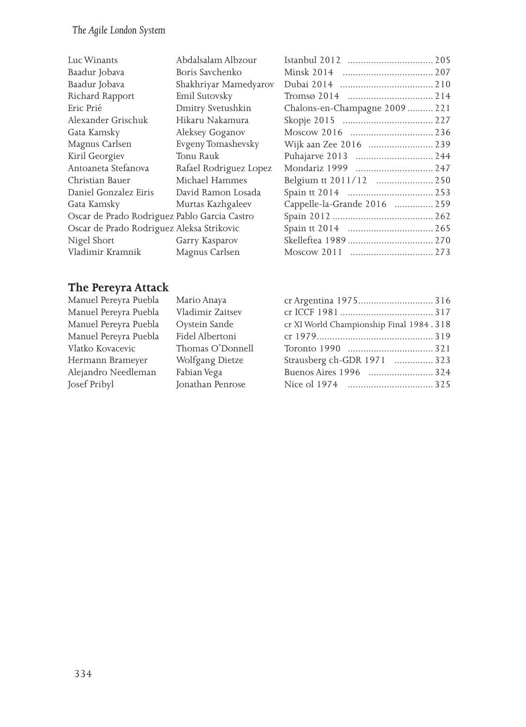| | | | |
|---|---|---|---|
| Luc Winants | Abdalsalam Albzour | Istanbul 2012 | 205 |
| Baadur Jobava | Boris Savchenko | Minsk 2014 | 207 |
| Baadur Jobava | Shakhriyar Mamedyarov | Dubai 2014 | 210 |
| Richard Rapport | Emil Sutovsky | Tromsø 2014 | 214 |
| Eric Prié | Dmitry Svetushkin | Chalons-en-Champagne 2009 | 221 |
| Alexander Grischuk | Hikaru Nakamura | Skopje 2015 | 227 |
| Gata Kamsky | Aleksey Goganov | Moscow 2016 | 236 |
| Magnus Carlsen | Evgeny Tomashevsky | Wijk aan Zee 2016 | 239 |
| Kiril Georgiev | Tonu Rauk | Puhajarve 2013 | 244 |
| Antoaneta Stefanova | Rafael Rodriguez Lopez | Mondariz 1999 | 247 |
| Christian Bauer | Michael Hammes | Belgium tt 2011/12 | 250 |
| Daniel Gonzalez Eiris | David Ramon Losada | Spain tt 2014 | 253 |
| Gata Kamsky | Murtas Kazhgaleev | Cappelle-la-Grande 2016 | 259 |
| Oscar de Prado Rodriguez | Pablo Garcia Castro | Spain 2012 | 262 |
| Oscar de Prado Rodriguez | Aleksa Strikovic | Spain tt 2014 | 265 |
| Nigel Short | Garry Kasparov | Skelleftea 1989 | 270 |
| Vladimir Kramnik | Magnus Carlsen | Moscow 2011 | 273 |

## The Pereyra Attack

| | | | |
|---|---|---|---|
| Manuel Pereyra Puebla | Mario Anaya | cr Argentina 1975 | 316 |
| Manuel Pereyra Puebla | Vladimir Zaitsev | cr ICCF 1981 | 317 |
| Manuel Pereyra Puebla | Oystein Sande | cr XI World Championship Final 1984 | 318 |
| Manuel Pereyra Puebla | Fidel Albertoni | cr 1979 | 319 |
| Vlatko Kovacevic | Thomas O'Donnell | Toronto 1990 | 321 |
| Hermann Brameyer | Wolfgang Dietze | Strausberg ch-GDR 1971 | 323 |
| Alejandro Needleman | Fabian Vega | Buenos Aires 1996 | 324 |
| Josef Pribyl | Jonathan Penrose | Nice ol 1974 | 325 |